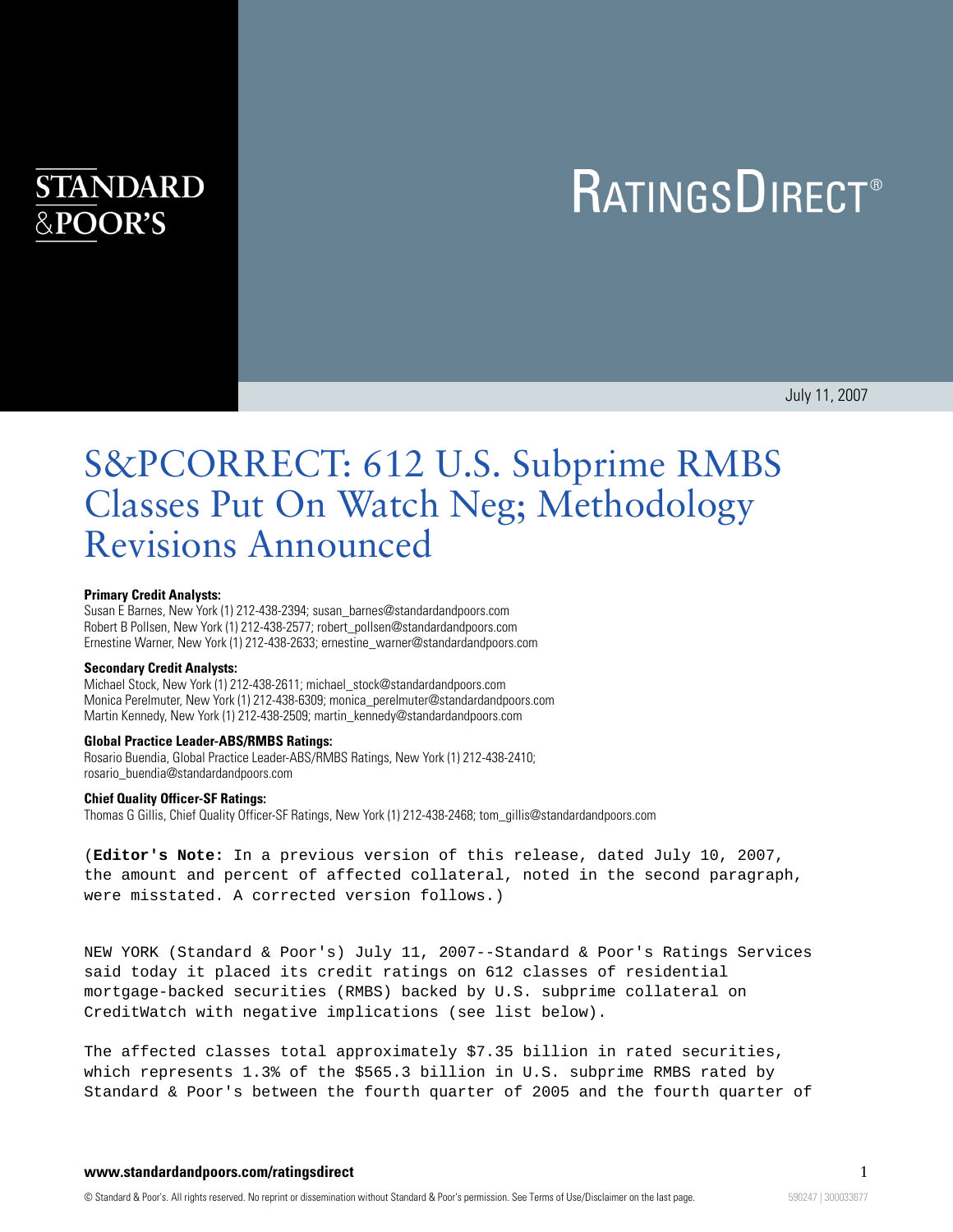STANDARD &POOR'S

RATINGSDIRECT®

July 11, 2007

# S&PCORRECT: 612 U.S. Subprime RMBS Classes Put On Watch Neg; Methodology Revisions Announced

**Primary Credit Analysts:**
Susan E Barnes, New York (1) 212-438-2394; susan_barnes@standardandpoors.com
Robert B Pollsen, New York (1) 212-438-2577; robert_pollsen@standardandpoors.com
Ernestine Warner, New York (1) 212-438-2633; ernestine_warner@standardandpoors.com

**Secondary Credit Analysts:**
Michael Stock, New York (1) 212-438-2611; michael_stock@standardandpoors.com
Monica Perelmuter, New York (1) 212-438-6309; monica_perelmuter@standardandpoors.com
Martin Kennedy, New York (1) 212-438-2509; martin_kennedy@standardandpoors.com

**Global Practice Leader-ABS/RMBS Ratings:**
Rosario Buendia, Global Practice Leader-ABS/RMBS Ratings, New York (1) 212-438-2410; rosario_buendia@standardandpoors.com

**Chief Quality Officer-SF Ratings:**
Thomas G Gillis, Chief Quality Officer-SF Ratings, New York (1) 212-438-2468; tom_gillis@standardandpoors.com

(**Editor's Note:** In a previous version of this release, dated July 10, 2007, the amount and percent of affected collateral, noted in the second paragraph, were misstated. A corrected version follows.)

NEW YORK (Standard & Poor's) July 11, 2007--Standard & Poor's Ratings Services said today it placed its credit ratings on 612 classes of residential mortgage-backed securities (RMBS) backed by U.S. subprime collateral on CreditWatch with negative implications (see list below).

The affected classes total approximately $7.35 billion in rated securities, which represents 1.3% of the $565.3 billion in U.S. subprime RMBS rated by Standard & Poor's between the fourth quarter of 2005 and the fourth quarter of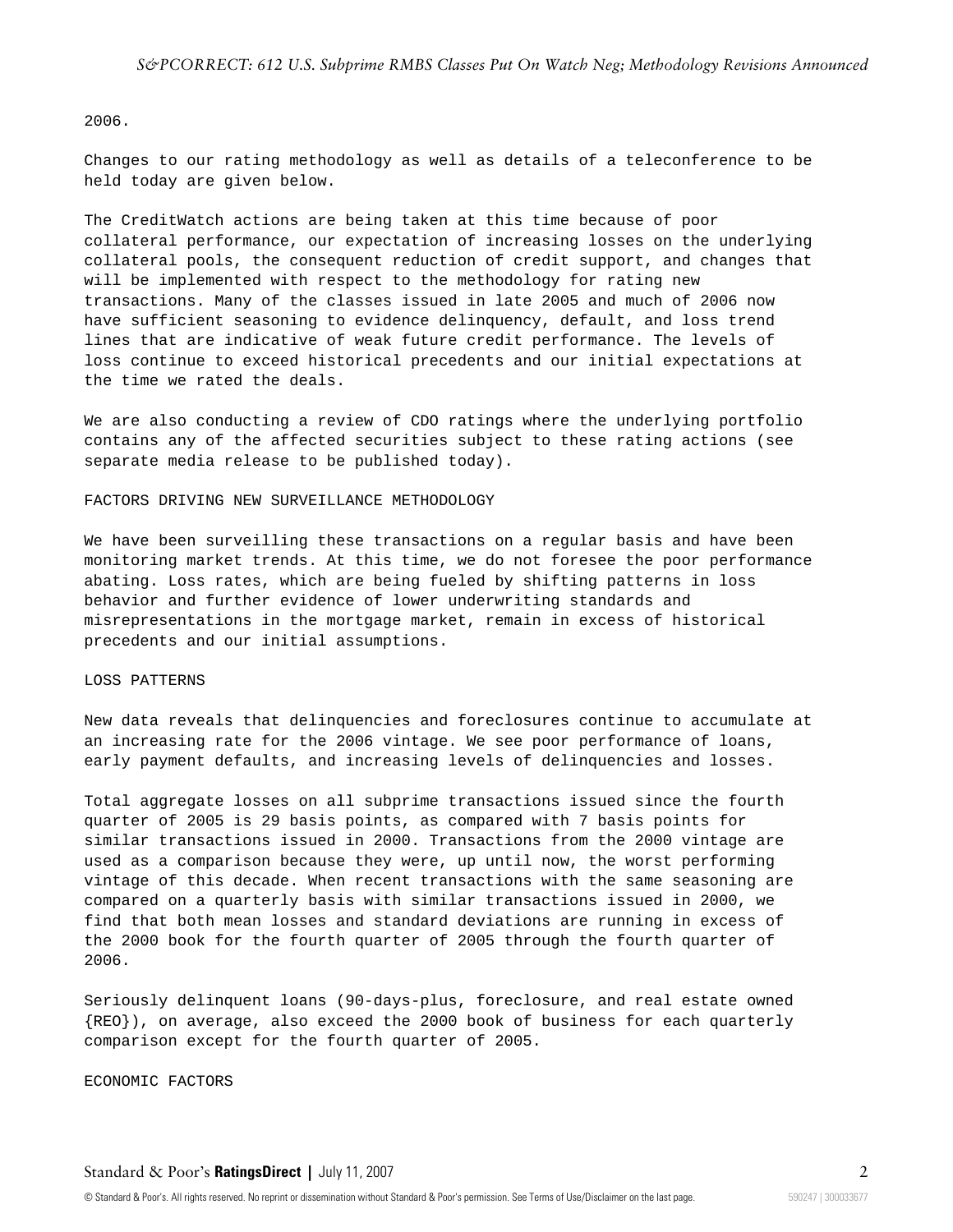2006.

Changes to our rating methodology as well as details of a teleconference to be held today are given below.

The CreditWatch actions are being taken at this time because of poor collateral performance, our expectation of increasing losses on the underlying collateral pools, the consequent reduction of credit support, and changes that will be implemented with respect to the methodology for rating new transactions. Many of the classes issued in late 2005 and much of 2006 now have sufficient seasoning to evidence delinquency, default, and loss trend lines that are indicative of weak future credit performance. The levels of loss continue to exceed historical precedents and our initial expectations at the time we rated the deals.

We are also conducting a review of CDO ratings where the underlying portfolio contains any of the affected securities subject to these rating actions (see separate media release to be published today).

## FACTORS DRIVING NEW SURVEILLANCE METHODOLOGY

We have been surveilling these transactions on a regular basis and have been monitoring market trends. At this time, we do not foresee the poor performance abating. Loss rates, which are being fueled by shifting patterns in loss behavior and further evidence of lower underwriting standards and misrepresentations in the mortgage market, remain in excess of historical precedents and our initial assumptions.

## LOSS PATTERNS

New data reveals that delinquencies and foreclosures continue to accumulate at an increasing rate for the 2006 vintage. We see poor performance of loans, early payment defaults, and increasing levels of delinquencies and losses.

Total aggregate losses on all subprime transactions issued since the fourth quarter of 2005 is 29 basis points, as compared with 7 basis points for similar transactions issued in 2000. Transactions from the 2000 vintage are used as a comparison because they were, up until now, the worst performing vintage of this decade. When recent transactions with the same seasoning are compared on a quarterly basis with similar transactions issued in 2000, we find that both mean losses and standard deviations are running in excess of the 2000 book for the fourth quarter of 2005 through the fourth quarter of 2006.

Seriously delinquent loans (90-days-plus, foreclosure, and real estate owned {REO}), on average, also exceed the 2000 book of business for each quarterly comparison except for the fourth quarter of 2005.

## ECONOMIC FACTORS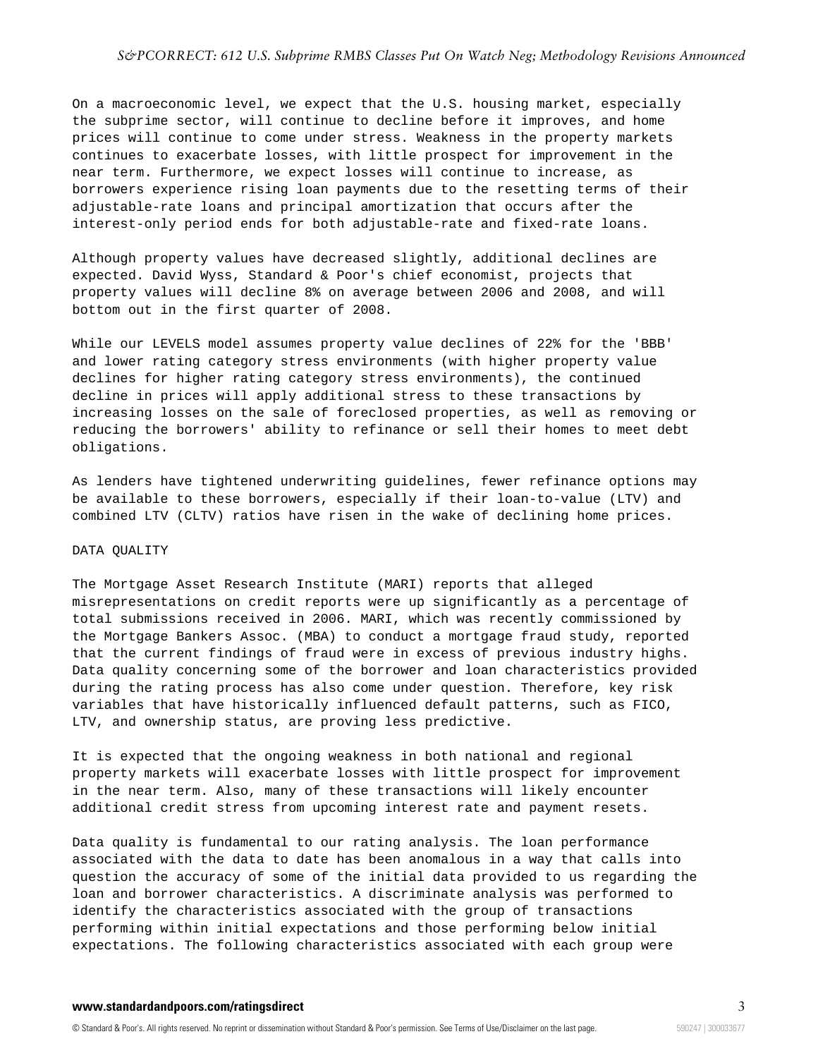On a macroeconomic level, we expect that the U.S. housing market, especially the subprime sector, will continue to decline before it improves, and home prices will continue to come under stress. Weakness in the property markets continues to exacerbate losses, with little prospect for improvement in the near term. Furthermore, we expect losses will continue to increase, as borrowers experience rising loan payments due to the resetting terms of their adjustable-rate loans and principal amortization that occurs after the interest-only period ends for both adjustable-rate and fixed-rate loans.

Although property values have decreased slightly, additional declines are expected. David Wyss, Standard & Poor's chief economist, projects that property values will decline 8% on average between 2006 and 2008, and will bottom out in the first quarter of 2008.

While our LEVELS model assumes property value declines of 22% for the 'BBB' and lower rating category stress environments (with higher property value declines for higher rating category stress environments), the continued decline in prices will apply additional stress to these transactions by increasing losses on the sale of foreclosed properties, as well as removing or reducing the borrowers' ability to refinance or sell their homes to meet debt obligations.

As lenders have tightened underwriting guidelines, fewer refinance options may be available to these borrowers, especially if their loan-to-value (LTV) and combined LTV (CLTV) ratios have risen in the wake of declining home prices.

## DATA QUALITY

The Mortgage Asset Research Institute (MARI) reports that alleged misrepresentations on credit reports were up significantly as a percentage of total submissions received in 2006. MARI, which was recently commissioned by the Mortgage Bankers Assoc. (MBA) to conduct a mortgage fraud study, reported that the current findings of fraud were in excess of previous industry highs. Data quality concerning some of the borrower and loan characteristics provided during the rating process has also come under question. Therefore, key risk variables that have historically influenced default patterns, such as FICO, LTV, and ownership status, are proving less predictive.

It is expected that the ongoing weakness in both national and regional property markets will exacerbate losses with little prospect for improvement in the near term. Also, many of these transactions will likely encounter additional credit stress from upcoming interest rate and payment resets.

Data quality is fundamental to our rating analysis. The loan performance associated with the data to date has been anomalous in a way that calls into question the accuracy of some of the initial data provided to us regarding the loan and borrower characteristics. A discriminate analysis was performed to identify the characteristics associated with the group of transactions performing within initial expectations and those performing below initial expectations. The following characteristics associated with each group were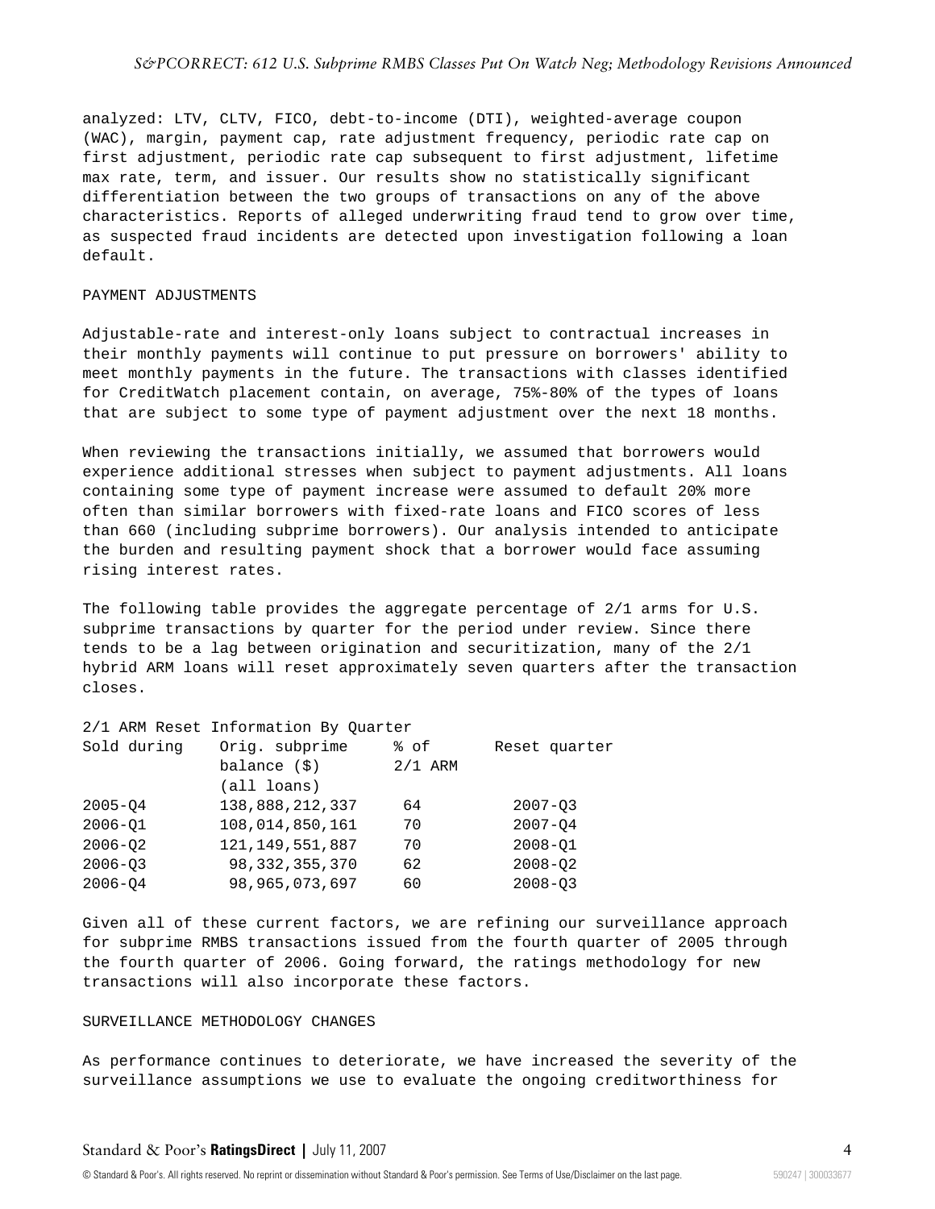analyzed: LTV, CLTV, FICO, debt-to-income (DTI), weighted-average coupon (WAC), margin, payment cap, rate adjustment frequency, periodic rate cap on first adjustment, periodic rate cap subsequent to first adjustment, lifetime max rate, term, and issuer. Our results show no statistically significant differentiation between the two groups of transactions on any of the above characteristics. Reports of alleged underwriting fraud tend to grow over time, as suspected fraud incidents are detected upon investigation following a loan default.

## PAYMENT ADJUSTMENTS

Adjustable-rate and interest-only loans subject to contractual increases in their monthly payments will continue to put pressure on borrowers' ability to meet monthly payments in the future. The transactions with classes identified for CreditWatch placement contain, on average, 75%-80% of the types of loans that are subject to some type of payment adjustment over the next 18 months.

When reviewing the transactions initially, we assumed that borrowers would experience additional stresses when subject to payment adjustments. All loans containing some type of payment increase were assumed to default 20% more often than similar borrowers with fixed-rate loans and FICO scores of less than 660 (including subprime borrowers). Our analysis intended to anticipate the burden and resulting payment shock that a borrower would face assuming rising interest rates.

The following table provides the aggregate percentage of 2/1 arms for U.S. subprime transactions by quarter for the period under review. Since there tends to be a lag between origination and securitization, many of the 2/1 hybrid ARM loans will reset approximately seven quarters after the transaction closes.

2/1 ARM Reset Information By Quarter

| Sold during | Orig. subprime balance ($) (all loans) | % of 2/1 ARM | Reset quarter |
|---|---|---|---|
| 2005-Q4 | 138,888,212,337 | 64 | 2007-Q3 |
| 2006-Q1 | 108,014,850,161 | 70 | 2007-Q4 |
| 2006-Q2 | 121,149,551,887 | 70 | 2008-Q1 |
| 2006-Q3 | 98,332,355,370 | 62 | 2008-Q2 |
| 2006-Q4 | 98,965,073,697 | 60 | 2008-Q3 |

Given all of these current factors, we are refining our surveillance approach for subprime RMBS transactions issued from the fourth quarter of 2005 through the fourth quarter of 2006. Going forward, the ratings methodology for new transactions will also incorporate these factors.

## SURVEILLANCE METHODOLOGY CHANGES

As performance continues to deteriorate, we have increased the severity of the surveillance assumptions we use to evaluate the ongoing creditworthiness for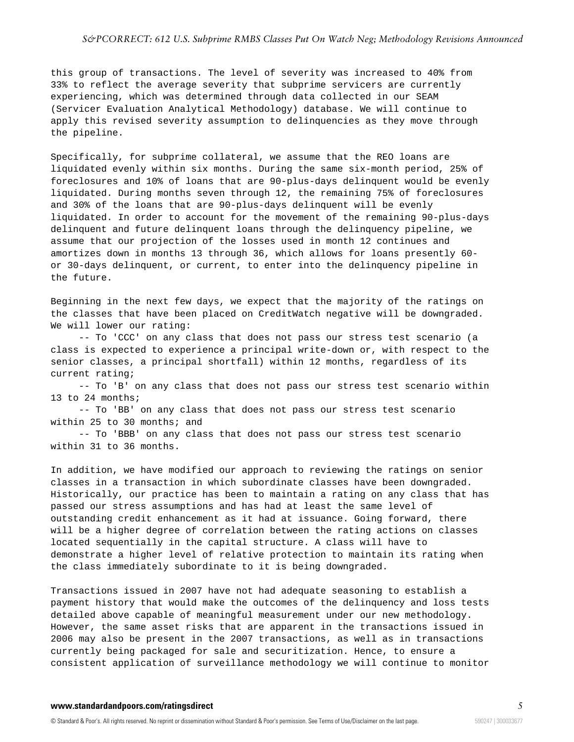this group of transactions. The level of severity was increased to 40% from 33% to reflect the average severity that subprime servicers are currently experiencing, which was determined through data collected in our SEAM (Servicer Evaluation Analytical Methodology) database. We will continue to apply this revised severity assumption to delinquencies as they move through the pipeline.

Specifically, for subprime collateral, we assume that the REO loans are liquidated evenly within six months. During the same six-month period, 25% of foreclosures and 10% of loans that are 90-plus-days delinquent would be evenly liquidated. During months seven through 12, the remaining 75% of foreclosures and 30% of the loans that are 90-plus-days delinquent will be evenly liquidated. In order to account for the movement of the remaining 90-plus-days delinquent and future delinquent loans through the delinquency pipeline, we assume that our projection of the losses used in month 12 continues and amortizes down in months 13 through 36, which allows for loans presently 60- or 30-days delinquent, or current, to enter into the delinquency pipeline in the future.

Beginning in the next few days, we expect that the majority of the ratings on the classes that have been placed on CreditWatch negative will be downgraded. We will lower our rating:

- To 'CCC' on any class that does not pass our stress test scenario (a class is expected to experience a principal write-down or, with respect to the senior classes, a principal shortfall) within 12 months, regardless of its current rating;
- To 'B' on any class that does not pass our stress test scenario within 13 to 24 months;
- To 'BB' on any class that does not pass our stress test scenario within 25 to 30 months; and
- To 'BBB' on any class that does not pass our stress test scenario within 31 to 36 months.

In addition, we have modified our approach to reviewing the ratings on senior classes in a transaction in which subordinate classes have been downgraded. Historically, our practice has been to maintain a rating on any class that has passed our stress assumptions and has had at least the same level of outstanding credit enhancement as it had at issuance. Going forward, there will be a higher degree of correlation between the rating actions on classes located sequentially in the capital structure. A class will have to demonstrate a higher level of relative protection to maintain its rating when the class immediately subordinate to it is being downgraded.

Transactions issued in 2007 have not had adequate seasoning to establish a payment history that would make the outcomes of the delinquency and loss tests detailed above capable of meaningful measurement under our new methodology. However, the same asset risks that are apparent in the transactions issued in 2006 may also be present in the 2007 transactions, as well as in transactions currently being packaged for sale and securitization. Hence, to ensure a consistent application of surveillance methodology we will continue to monitor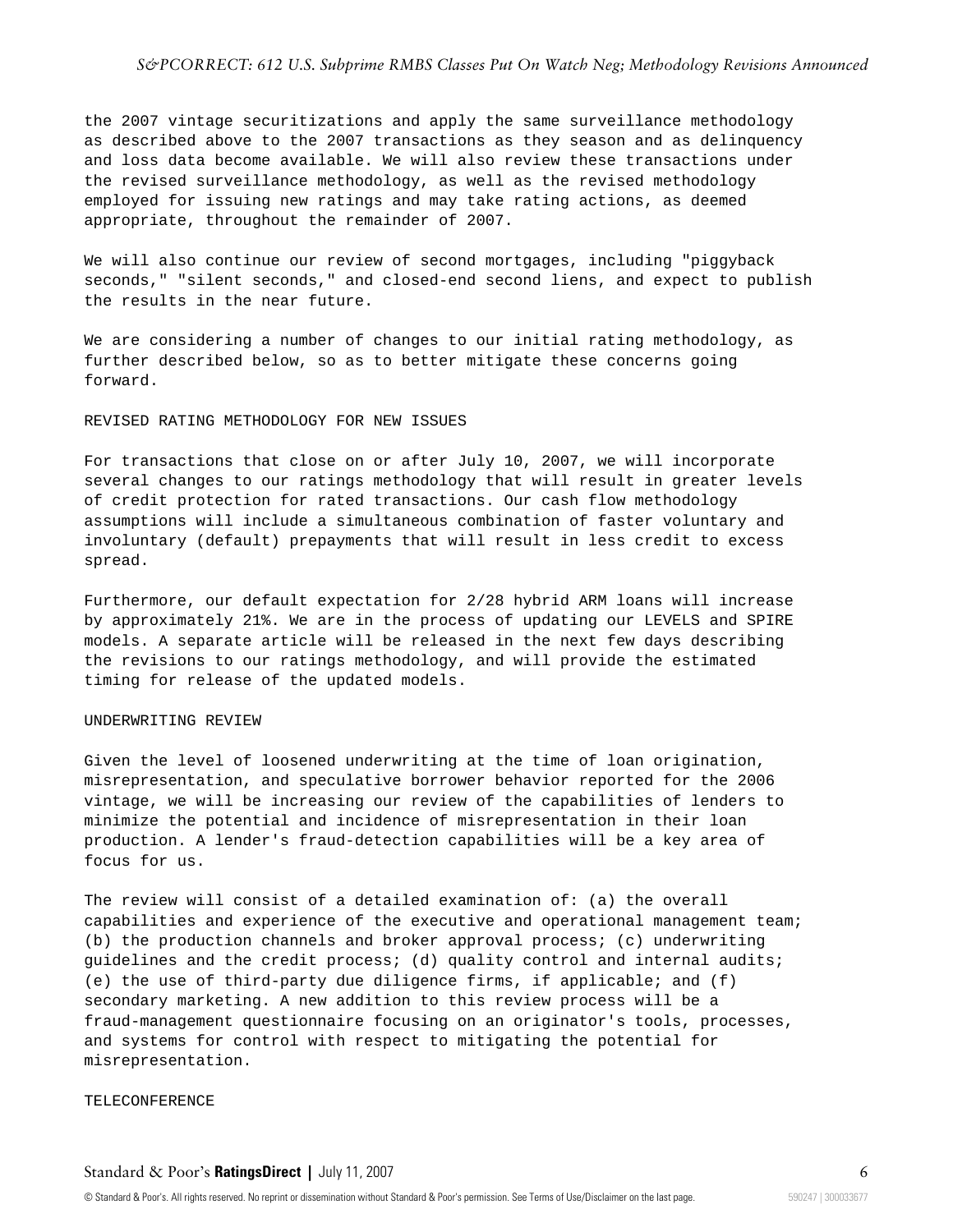the 2007 vintage securitizations and apply the same surveillance methodology as described above to the 2007 transactions as they season and as delinquency and loss data become available. We will also review these transactions under the revised surveillance methodology, as well as the revised methodology employed for issuing new ratings and may take rating actions, as deemed appropriate, throughout the remainder of 2007.

We will also continue our review of second mortgages, including "piggyback seconds," "silent seconds," and closed-end second liens, and expect to publish the results in the near future.

We are considering a number of changes to our initial rating methodology, as further described below, so as to better mitigate these concerns going forward.

## REVISED RATING METHODOLOGY FOR NEW ISSUES

For transactions that close on or after July 10, 2007, we will incorporate several changes to our ratings methodology that will result in greater levels of credit protection for rated transactions. Our cash flow methodology assumptions will include a simultaneous combination of faster voluntary and involuntary (default) prepayments that will result in less credit to excess spread.

Furthermore, our default expectation for 2/28 hybrid ARM loans will increase by approximately 21%. We are in the process of updating our LEVELS and SPIRE models. A separate article will be released in the next few days describing the revisions to our ratings methodology, and will provide the estimated timing for release of the updated models.

## UNDERWRITING REVIEW

Given the level of loosened underwriting at the time of loan origination, misrepresentation, and speculative borrower behavior reported for the 2006 vintage, we will be increasing our review of the capabilities of lenders to minimize the potential and incidence of misrepresentation in their loan production. A lender's fraud-detection capabilities will be a key area of focus for us.

The review will consist of a detailed examination of: (a) the overall capabilities and experience of the executive and operational management team; (b) the production channels and broker approval process; (c) underwriting guidelines and the credit process; (d) quality control and internal audits; (e) the use of third-party due diligence firms, if applicable; and (f) secondary marketing. A new addition to this review process will be a fraud-management questionnaire focusing on an originator's tools, processes, and systems for control with respect to mitigating the potential for misrepresentation.

## TELECONFERENCE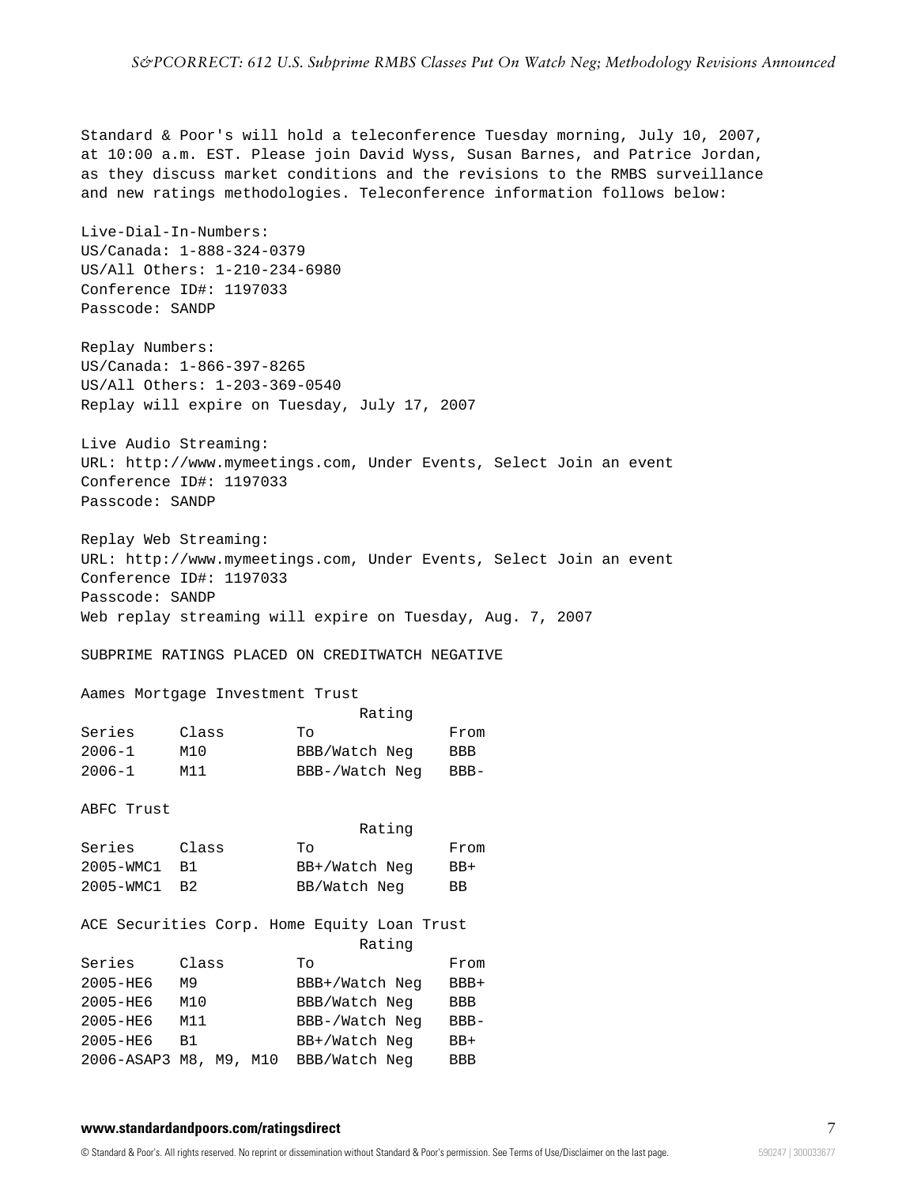Standard & Poor's will hold a teleconference Tuesday morning, July 10, 2007, at 10:00 a.m. EST. Please join David Wyss, Susan Barnes, and Patrice Jordan, as they discuss market conditions and the revisions to the RMBS surveillance and new ratings methodologies. Teleconference information follows below:

Live-Dial-In-Numbers:
US/Canada: 1-888-324-0379
US/All Others: 1-210-234-6980
Conference ID#: 1197033
Passcode: SANDP

Replay Numbers:
US/Canada: 1-866-397-8265
US/All Others: 1-203-369-0540
Replay will expire on Tuesday, July 17, 2007

Live Audio Streaming:
URL: http://www.mymeetings.com, Under Events, Select Join an event
Conference ID#: 1197033
Passcode: SANDP

Replay Web Streaming:
URL: http://www.mymeetings.com, Under Events, Select Join an event
Conference ID#: 1197033
Passcode: SANDP
Web replay streaming will expire on Tuesday, Aug. 7, 2007

SUBPRIME RATINGS PLACED ON CREDITWATCH NEGATIVE

Aames Mortgage Investment Trust

| Series | Class | Rating To | From |
|---|---|---|---|
| 2006-1 | M10 | BBB/Watch Neg | BBB |
| 2006-1 | M11 | BBB-/Watch Neg | BBB- |

ABFC Trust

| Series | Class | Rating To | From |
|---|---|---|---|
| 2005-WMC1 | B1 | BB+/Watch Neg | BB+ |
| 2005-WMC1 | B2 | BB/Watch Neg | BB |

ACE Securities Corp. Home Equity Loan Trust

| Series | Class | Rating To | From |
|---|---|---|---|
| 2005-HE6 | M9 | BBB+/Watch Neg | BBB+ |
| 2005-HE6 | M10 | BBB/Watch Neg | BBB |
| 2005-HE6 | M11 | BBB-/Watch Neg | BBB- |
| 2005-HE6 | B1 | BB+/Watch Neg | BB+ |
| 2006-ASAP3 | M8, M9, M10 | BBB/Watch Neg | BBB |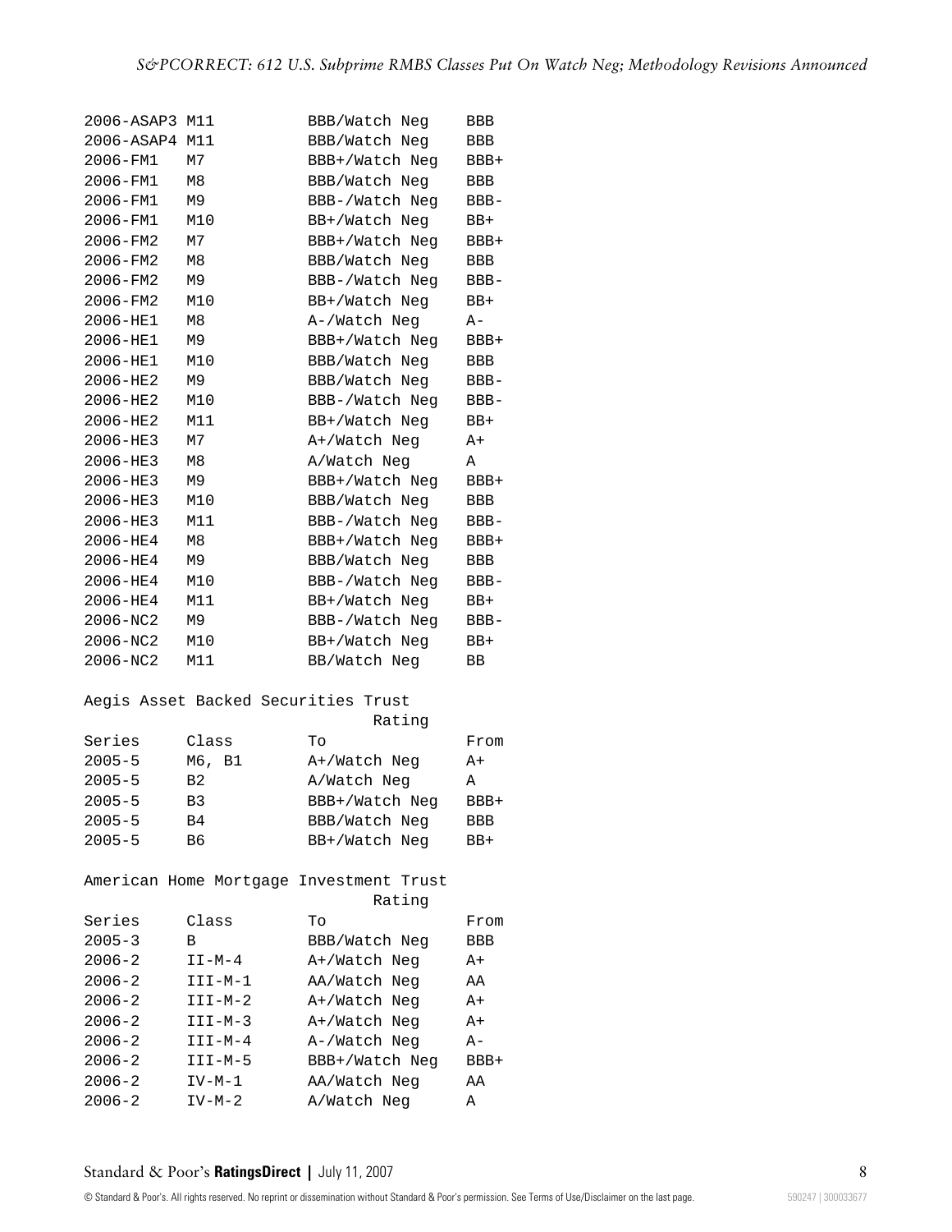| | | | |
|---|---|---|---|
| 2006-ASAP3 | M11 | BBB/Watch Neg | BBB |
| 2006-ASAP4 | M11 | BBB/Watch Neg | BBB |
| 2006-FM1 | M7 | BBB+/Watch Neg | BBB+ |
| 2006-FM1 | M8 | BBB/Watch Neg | BBB |
| 2006-FM1 | M9 | BBB-/Watch Neg | BBB- |
| 2006-FM1 | M10 | BB+/Watch Neg | BB+ |
| 2006-FM2 | M7 | BBB+/Watch Neg | BBB+ |
| 2006-FM2 | M8 | BBB/Watch Neg | BBB |
| 2006-FM2 | M9 | BBB-/Watch Neg | BBB- |
| 2006-FM2 | M10 | BB+/Watch Neg | BB+ |
| 2006-HE1 | M8 | A-/Watch Neg | A- |
| 2006-HE1 | M9 | BBB+/Watch Neg | BBB+ |
| 2006-HE1 | M10 | BBB/Watch Neg | BBB |
| 2006-HE2 | M9 | BBB/Watch Neg | BBB- |
| 2006-HE2 | M10 | BBB-/Watch Neg | BBB- |
| 2006-HE2 | M11 | BB+/Watch Neg | BB+ |
| 2006-HE3 | M7 | A+/Watch Neg | A+ |
| 2006-HE3 | M8 | A/Watch Neg | A |
| 2006-HE3 | M9 | BBB+/Watch Neg | BBB+ |
| 2006-HE3 | M10 | BBB/Watch Neg | BBB |
| 2006-HE3 | M11 | BBB-/Watch Neg | BBB- |
| 2006-HE4 | M8 | BBB+/Watch Neg | BBB+ |
| 2006-HE4 | M9 | BBB/Watch Neg | BBB |
| 2006-HE4 | M10 | BBB-/Watch Neg | BBB- |
| 2006-HE4 | M11 | BB+/Watch Neg | BB+ |
| 2006-NC2 | M9 | BBB-/Watch Neg | BBB- |
| 2006-NC2 | M10 | BB+/Watch Neg | BB+ |
| 2006-NC2 | M11 | BB/Watch Neg | BB |

Aegis Asset Backed Securities Trust

| | | Rating | |
|---|---|---|---|
| Series | Class | To | From |
| 2005-5 | M6, B1 | A+/Watch Neg | A+ |
| 2005-5 | B2 | A/Watch Neg | A |
| 2005-5 | B3 | BBB+/Watch Neg | BBB+ |
| 2005-5 | B4 | BBB/Watch Neg | BBB |
| 2005-5 | B6 | BB+/Watch Neg | BB+ |

American Home Mortgage Investment Trust

| | | Rating | |
|---|---|---|---|
| Series | Class | To | From |
| 2005-3 | B | BBB/Watch Neg | BBB |
| 2006-2 | II-M-4 | A+/Watch Neg | A+ |
| 2006-2 | III-M-1 | AA/Watch Neg | AA |
| 2006-2 | III-M-2 | A+/Watch Neg | A+ |
| 2006-2 | III-M-3 | A+/Watch Neg | A+ |
| 2006-2 | III-M-4 | A-/Watch Neg | A- |
| 2006-2 | III-M-5 | BBB+/Watch Neg | BBB+ |
| 2006-2 | IV-M-1 | AA/Watch Neg | AA |
| 2006-2 | IV-M-2 | A/Watch Neg | A |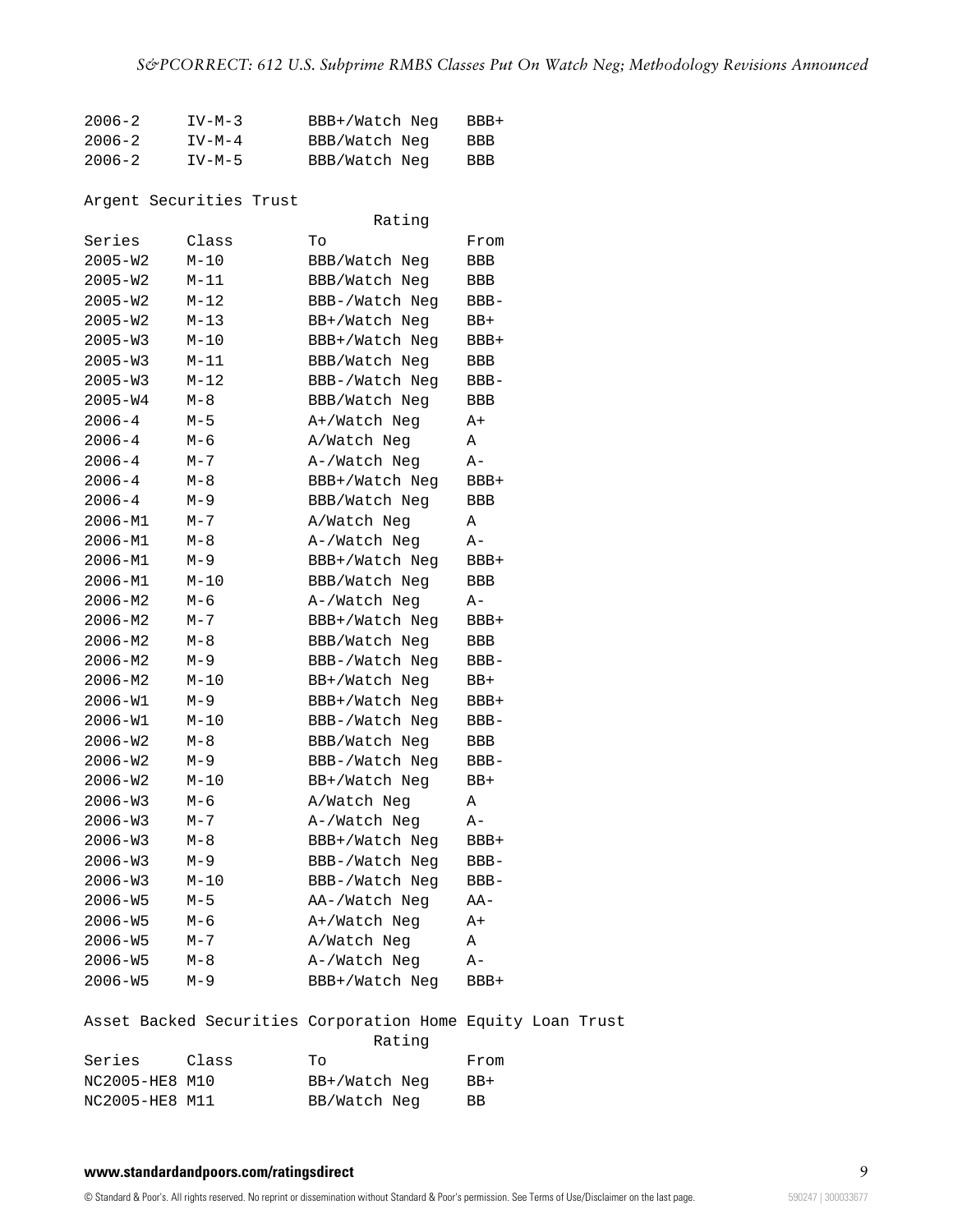| | | | |
|---|---|---|---|
| 2006-2 | IV-M-3 | BBB+/Watch Neg | BBB+ |
| 2006-2 | IV-M-4 | BBB/Watch Neg | BBB |
| 2006-2 | IV-M-5 | BBB/Watch Neg | BBB |

Argent Securities Trust

| | | Rating | |
|---|---|---|---|
| Series | Class | To | From |
| 2005-W2 | M-10 | BBB/Watch Neg | BBB |
| 2005-W2 | M-11 | BBB/Watch Neg | BBB |
| 2005-W2 | M-12 | BBB-/Watch Neg | BBB- |
| 2005-W2 | M-13 | BB+/Watch Neg | BB+ |
| 2005-W3 | M-10 | BBB+/Watch Neg | BBB+ |
| 2005-W3 | M-11 | BBB/Watch Neg | BBB |
| 2005-W3 | M-12 | BBB-/Watch Neg | BBB- |
| 2005-W4 | M-8 | BBB/Watch Neg | BBB |
| 2006-4 | M-5 | A+/Watch Neg | A+ |
| 2006-4 | M-6 | A/Watch Neg | A |
| 2006-4 | M-7 | A-/Watch Neg | A- |
| 2006-4 | M-8 | BBB+/Watch Neg | BBB+ |
| 2006-4 | M-9 | BBB/Watch Neg | BBB |
| 2006-M1 | M-7 | A/Watch Neg | A |
| 2006-M1 | M-8 | A-/Watch Neg | A- |
| 2006-M1 | M-9 | BBB+/Watch Neg | BBB+ |
| 2006-M1 | M-10 | BBB/Watch Neg | BBB |
| 2006-M2 | M-6 | A-/Watch Neg | A- |
| 2006-M2 | M-7 | BBB+/Watch Neg | BBB+ |
| 2006-M2 | M-8 | BBB/Watch Neg | BBB |
| 2006-M2 | M-9 | BBB-/Watch Neg | BBB- |
| 2006-M2 | M-10 | BB+/Watch Neg | BB+ |
| 2006-W1 | M-9 | BBB+/Watch Neg | BBB+ |
| 2006-W1 | M-10 | BBB-/Watch Neg | BBB- |
| 2006-W2 | M-8 | BBB/Watch Neg | BBB |
| 2006-W2 | M-9 | BBB-/Watch Neg | BBB- |
| 2006-W2 | M-10 | BB+/Watch Neg | BB+ |
| 2006-W3 | M-6 | A/Watch Neg | A |
| 2006-W3 | M-7 | A-/Watch Neg | A- |
| 2006-W3 | M-8 | BBB+/Watch Neg | BBB+ |
| 2006-W3 | M-9 | BBB-/Watch Neg | BBB- |
| 2006-W3 | M-10 | BBB-/Watch Neg | BBB- |
| 2006-W5 | M-5 | AA-/Watch Neg | AA- |
| 2006-W5 | M-6 | A+/Watch Neg | A+ |
| 2006-W5 | M-7 | A/Watch Neg | A |
| 2006-W5 | M-8 | A-/Watch Neg | A- |
| 2006-W5 | M-9 | BBB+/Watch Neg | BBB+ |

Asset Backed Securities Corporation Home Equity Loan Trust

| | | Rating | |
|---|---|---|---|
| Series | Class | To | From |
| NC2005-HE8 | M10 | BB+/Watch Neg | BB+ |
| NC2005-HE8 | M11 | BB/Watch Neg | BB |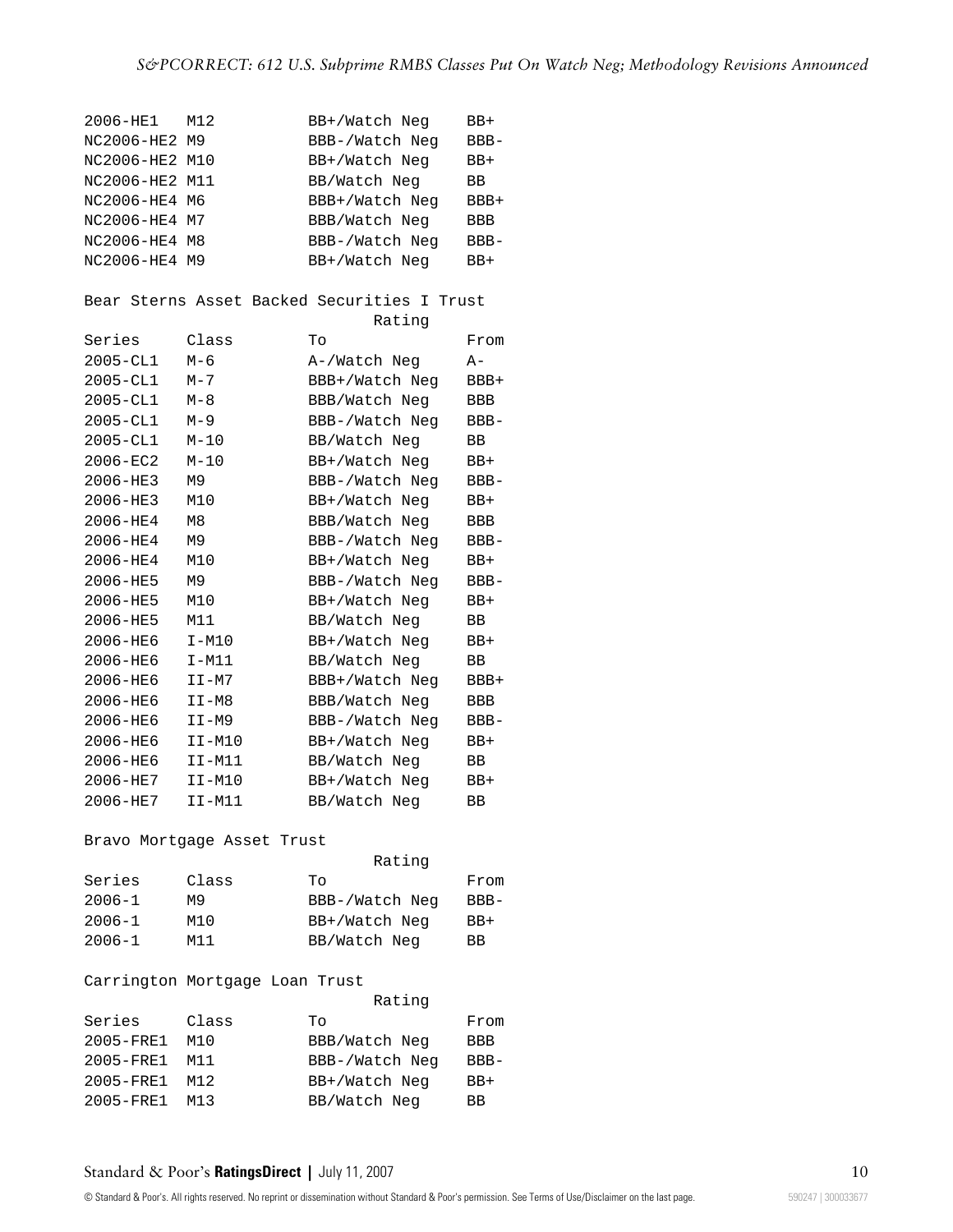| Series | Class | To | From |
|---|---|---|---|
| 2006-HE1 | M12 | BB+/Watch Neg | BB+ |
| NC2006-HE2 | M9 | BBB-/Watch Neg | BBB- |
| NC2006-HE2 | M10 | BB+/Watch Neg | BB+ |
| NC2006-HE2 | M11 | BB/Watch Neg | BB |
| NC2006-HE4 | M6 | BBB+/Watch Neg | BBB+ |
| NC2006-HE4 | M7 | BBB/Watch Neg | BBB |
| NC2006-HE4 | M8 | BBB-/Watch Neg | BBB- |
| NC2006-HE4 | M9 | BB+/Watch Neg | BB+ |

Bear Sterns Asset Backed Securities I Trust

| | | Rating | |
|---|---|---|---|
| Series | Class | To | From |
| 2005-CL1 | M-6 | A-/Watch Neg | A- |
| 2005-CL1 | M-7 | BBB+/Watch Neg | BBB+ |
| 2005-CL1 | M-8 | BBB/Watch Neg | BBB |
| 2005-CL1 | M-9 | BBB-/Watch Neg | BBB- |
| 2005-CL1 | M-10 | BB/Watch Neg | BB |
| 2006-EC2 | M-10 | BB+/Watch Neg | BB+ |
| 2006-HE3 | M9 | BBB-/Watch Neg | BBB- |
| 2006-HE3 | M10 | BB+/Watch Neg | BB+ |
| 2006-HE4 | M8 | BBB/Watch Neg | BBB |
| 2006-HE4 | M9 | BBB-/Watch Neg | BBB- |
| 2006-HE4 | M10 | BB+/Watch Neg | BB+ |
| 2006-HE5 | M9 | BBB-/Watch Neg | BBB- |
| 2006-HE5 | M10 | BB+/Watch Neg | BB+ |
| 2006-HE5 | M11 | BB/Watch Neg | BB |
| 2006-HE6 | I-M10 | BB+/Watch Neg | BB+ |
| 2006-HE6 | I-M11 | BB/Watch Neg | BB |
| 2006-HE6 | II-M7 | BBB+/Watch Neg | BBB+ |
| 2006-HE6 | II-M8 | BBB/Watch Neg | BBB |
| 2006-HE6 | II-M9 | BBB-/Watch Neg | BBB- |
| 2006-HE6 | II-M10 | BB+/Watch Neg | BB+ |
| 2006-HE6 | II-M11 | BB/Watch Neg | BB |
| 2006-HE7 | II-M10 | BB+/Watch Neg | BB+ |
| 2006-HE7 | II-M11 | BB/Watch Neg | BB |

Bravo Mortgage Asset Trust

| | | Rating | |
|---|---|---|---|
| Series | Class | To | From |
| 2006-1 | M9 | BBB-/Watch Neg | BBB- |
| 2006-1 | M10 | BB+/Watch Neg | BB+ |
| 2006-1 | M11 | BB/Watch Neg | BB |

Carrington Mortgage Loan Trust

| | | Rating | |
|---|---|---|---|
| Series | Class | To | From |
| 2005-FRE1 | M10 | BBB/Watch Neg | BBB |
| 2005-FRE1 | M11 | BBB-/Watch Neg | BBB- |
| 2005-FRE1 | M12 | BB+/Watch Neg | BB+ |
| 2005-FRE1 | M13 | BB/Watch Neg | BB |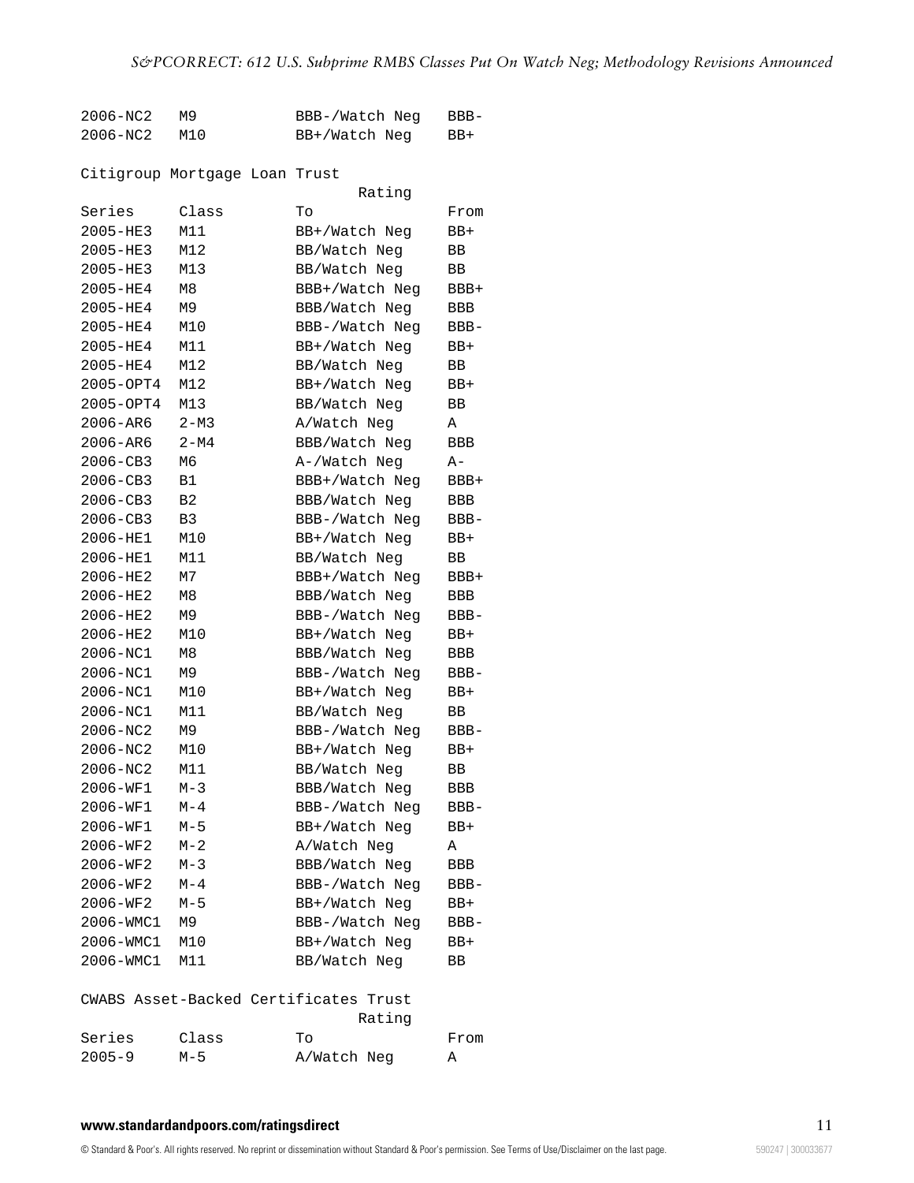| 2006-NC2 | M9 | BBB-/Watch Neg | BBB- |
|---|---|---|---|
| 2006-NC2 | M10 | BB+/Watch Neg | BB+ |

Citigroup Mortgage Loan Trust

| | | Rating | |
|---|---|---|---|
| Series | Class | To | From |
| 2005-HE3 | M11 | BB+/Watch Neg | BB+ |
| 2005-HE3 | M12 | BB/Watch Neg | BB |
| 2005-HE3 | M13 | BB/Watch Neg | BB |
| 2005-HE4 | M8 | BBB+/Watch Neg | BBB+ |
| 2005-HE4 | M9 | BBB/Watch Neg | BBB |
| 2005-HE4 | M10 | BBB-/Watch Neg | BBB- |
| 2005-HE4 | M11 | BB+/Watch Neg | BB+ |
| 2005-HE4 | M12 | BB/Watch Neg | BB |
| 2005-OPT4 | M12 | BB+/Watch Neg | BB+ |
| 2005-OPT4 | M13 | BB/Watch Neg | BB |
| 2006-AR6 | 2-M3 | A/Watch Neg | A |
| 2006-AR6 | 2-M4 | BBB/Watch Neg | BBB |
| 2006-CB3 | M6 | A-/Watch Neg | A- |
| 2006-CB3 | B1 | BBB+/Watch Neg | BBB+ |
| 2006-CB3 | B2 | BBB/Watch Neg | BBB |
| 2006-CB3 | B3 | BBB-/Watch Neg | BBB- |
| 2006-HE1 | M10 | BB+/Watch Neg | BB+ |
| 2006-HE1 | M11 | BB/Watch Neg | BB |
| 2006-HE2 | M7 | BBB+/Watch Neg | BBB+ |
| 2006-HE2 | M8 | BBB/Watch Neg | BBB |
| 2006-HE2 | M9 | BBB-/Watch Neg | BBB- |
| 2006-HE2 | M10 | BB+/Watch Neg | BB+ |
| 2006-NC1 | M8 | BBB/Watch Neg | BBB |
| 2006-NC1 | M9 | BBB-/Watch Neg | BBB- |
| 2006-NC1 | M10 | BB+/Watch Neg | BB+ |
| 2006-NC1 | M11 | BB/Watch Neg | BB |
| 2006-NC2 | M9 | BBB-/Watch Neg | BBB- |
| 2006-NC2 | M10 | BB+/Watch Neg | BB+ |
| 2006-NC2 | M11 | BB/Watch Neg | BB |
| 2006-WF1 | M-3 | BBB/Watch Neg | BBB |
| 2006-WF1 | M-4 | BBB-/Watch Neg | BBB- |
| 2006-WF1 | M-5 | BB+/Watch Neg | BB+ |
| 2006-WF2 | M-2 | A/Watch Neg | A |
| 2006-WF2 | M-3 | BBB/Watch Neg | BBB |
| 2006-WF2 | M-4 | BBB-/Watch Neg | BBB- |
| 2006-WF2 | M-5 | BB+/Watch Neg | BB+ |
| 2006-WMC1 | M9 | BBB-/Watch Neg | BBB- |
| 2006-WMC1 | M10 | BB+/Watch Neg | BB+ |
| 2006-WMC1 | M11 | BB/Watch Neg | BB |

CWABS Asset-Backed Certificates Trust

| | | Rating | |
|---|---|---|---|
| Series | Class | To | From |
| 2005-9 | M-5 | A/Watch Neg | A |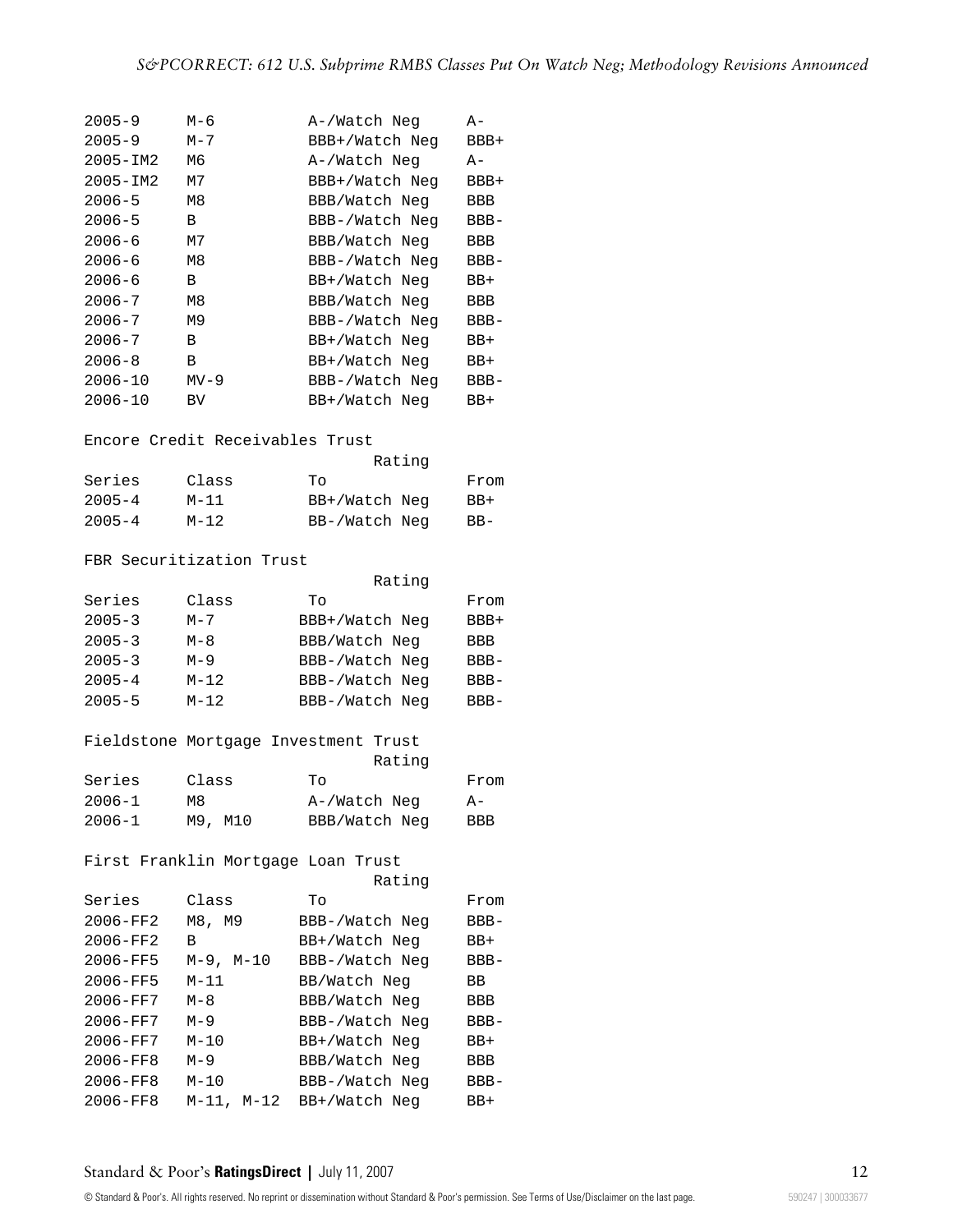| | | | |
|---|---|---|---|
| 2005-9 | M-6 | A-/Watch Neg | A- |
| 2005-9 | M-7 | BBB+/Watch Neg | BBB+ |
| 2005-IM2 | M6 | A-/Watch Neg | A- |
| 2005-IM2 | M7 | BBB+/Watch Neg | BBB+ |
| 2006-5 | M8 | BBB/Watch Neg | BBB |
| 2006-5 | B | BBB-/Watch Neg | BBB- |
| 2006-6 | M7 | BBB/Watch Neg | BBB |
| 2006-6 | M8 | BBB-/Watch Neg | BBB- |
| 2006-6 | B | BB+/Watch Neg | BB+ |
| 2006-7 | M8 | BBB/Watch Neg | BBB |
| 2006-7 | M9 | BBB-/Watch Neg | BBB- |
| 2006-7 | B | BB+/Watch Neg | BB+ |
| 2006-8 | B | BB+/Watch Neg | BB+ |
| 2006-10 | MV-9 | BBB-/Watch Neg | BBB- |
| 2006-10 | BV | BB+/Watch Neg | BB+ |

Encore Credit Receivables Trust

| | | Rating | |
|---|---|---|---|
| Series | Class | To | From |
| 2005-4 | M-11 | BB+/Watch Neg | BB+ |
| 2005-4 | M-12 | BB-/Watch Neg | BB- |

FBR Securitization Trust

| | | Rating | |
|---|---|---|---|
| Series | Class | To | From |
| 2005-3 | M-7 | BBB+/Watch Neg | BBB+ |
| 2005-3 | M-8 | BBB/Watch Neg | BBB |
| 2005-3 | M-9 | BBB-/Watch Neg | BBB- |
| 2005-4 | M-12 | BBB-/Watch Neg | BBB- |
| 2005-5 | M-12 | BBB-/Watch Neg | BBB- |

Fieldstone Mortgage Investment Trust

| | | Rating | |
|---|---|---|---|
| Series | Class | To | From |
| 2006-1 | M8 | A-/Watch Neg | A- |
| 2006-1 | M9, M10 | BBB/Watch Neg | BBB |

First Franklin Mortgage Loan Trust

| | | Rating | |
|---|---|---|---|
| Series | Class | To | From |
| 2006-FF2 | M8, M9 | BBB-/Watch Neg | BBB- |
| 2006-FF2 | B | BB+/Watch Neg | BB+ |
| 2006-FF5 | M-9, M-10 | BBB-/Watch Neg | BBB- |
| 2006-FF5 | M-11 | BB/Watch Neg | BB |
| 2006-FF7 | M-8 | BBB/Watch Neg | BBB |
| 2006-FF7 | M-9 | BBB-/Watch Neg | BBB- |
| 2006-FF7 | M-10 | BB+/Watch Neg | BB+ |
| 2006-FF8 | M-9 | BBB/Watch Neg | BBB |
| 2006-FF8 | M-10 | BBB-/Watch Neg | BBB- |
| 2006-FF8 | M-11, M-12 | BB+/Watch Neg | BB+ |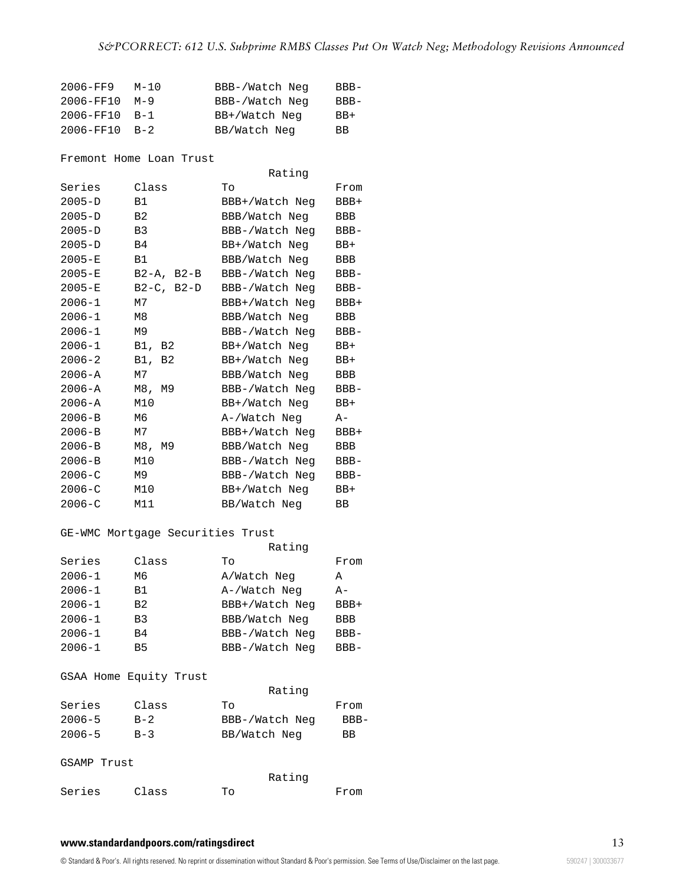| | | | |
|---|---|---|---|
| 2006-FF9 | M-10 | BBB-/Watch Neg | BBB- |
| 2006-FF10 | M-9 | BBB-/Watch Neg | BBB- |
| 2006-FF10 | B-1 | BB+/Watch Neg | BB+ |
| 2006-FF10 | B-2 | BB/Watch Neg | BB |

Fremont Home Loan Trust

| | | Rating | |
|---|---|---|---|
| Series | Class | To | From |
| 2005-D | B1 | BBB+/Watch Neg | BBB+ |
| 2005-D | B2 | BBB/Watch Neg | BBB |
| 2005-D | B3 | BBB-/Watch Neg | BBB- |
| 2005-D | B4 | BB+/Watch Neg | BB+ |
| 2005-E | B1 | BBB/Watch Neg | BBB |
| 2005-E | B2-A, B2-B | BBB-/Watch Neg | BBB- |
| 2005-E | B2-C, B2-D | BBB-/Watch Neg | BBB- |
| 2006-1 | M7 | BBB+/Watch Neg | BBB+ |
| 2006-1 | M8 | BBB/Watch Neg | BBB |
| 2006-1 | M9 | BBB-/Watch Neg | BBB- |
| 2006-1 | B1, B2 | BB+/Watch Neg | BB+ |
| 2006-2 | B1, B2 | BB+/Watch Neg | BB+ |
| 2006-A | M7 | BBB/Watch Neg | BBB |
| 2006-A | M8, M9 | BBB-/Watch Neg | BBB- |
| 2006-A | M10 | BB+/Watch Neg | BB+ |
| 2006-B | M6 | A-/Watch Neg | A- |
| 2006-B | M7 | BBB+/Watch Neg | BBB+ |
| 2006-B | M8, M9 | BBB/Watch Neg | BBB |
| 2006-B | M10 | BBB-/Watch Neg | BBB- |
| 2006-C | M9 | BBB-/Watch Neg | BBB- |
| 2006-C | M10 | BB+/Watch Neg | BB+ |
| 2006-C | M11 | BB/Watch Neg | BB |

GE-WMC Mortgage Securities Trust

| | | Rating | |
|---|---|---|---|
| Series | Class | To | From |
| 2006-1 | M6 | A/Watch Neg | A |
| 2006-1 | B1 | A-/Watch Neg | A- |
| 2006-1 | B2 | BBB+/Watch Neg | BBB+ |
| 2006-1 | B3 | BBB/Watch Neg | BBB |
| 2006-1 | B4 | BBB-/Watch Neg | BBB- |
| 2006-1 | B5 | BBB-/Watch Neg | BBB- |

GSAA Home Equity Trust

| | | Rating | |
|---|---|---|---|
| Series | Class | To | From |
| 2006-5 | B-2 | BBB-/Watch Neg | BBB- |
| 2006-5 | B-3 | BB/Watch Neg | BB |

GSAMP Trust

| | | Rating | |
|---|---|---|---|
| Series | Class | To | From |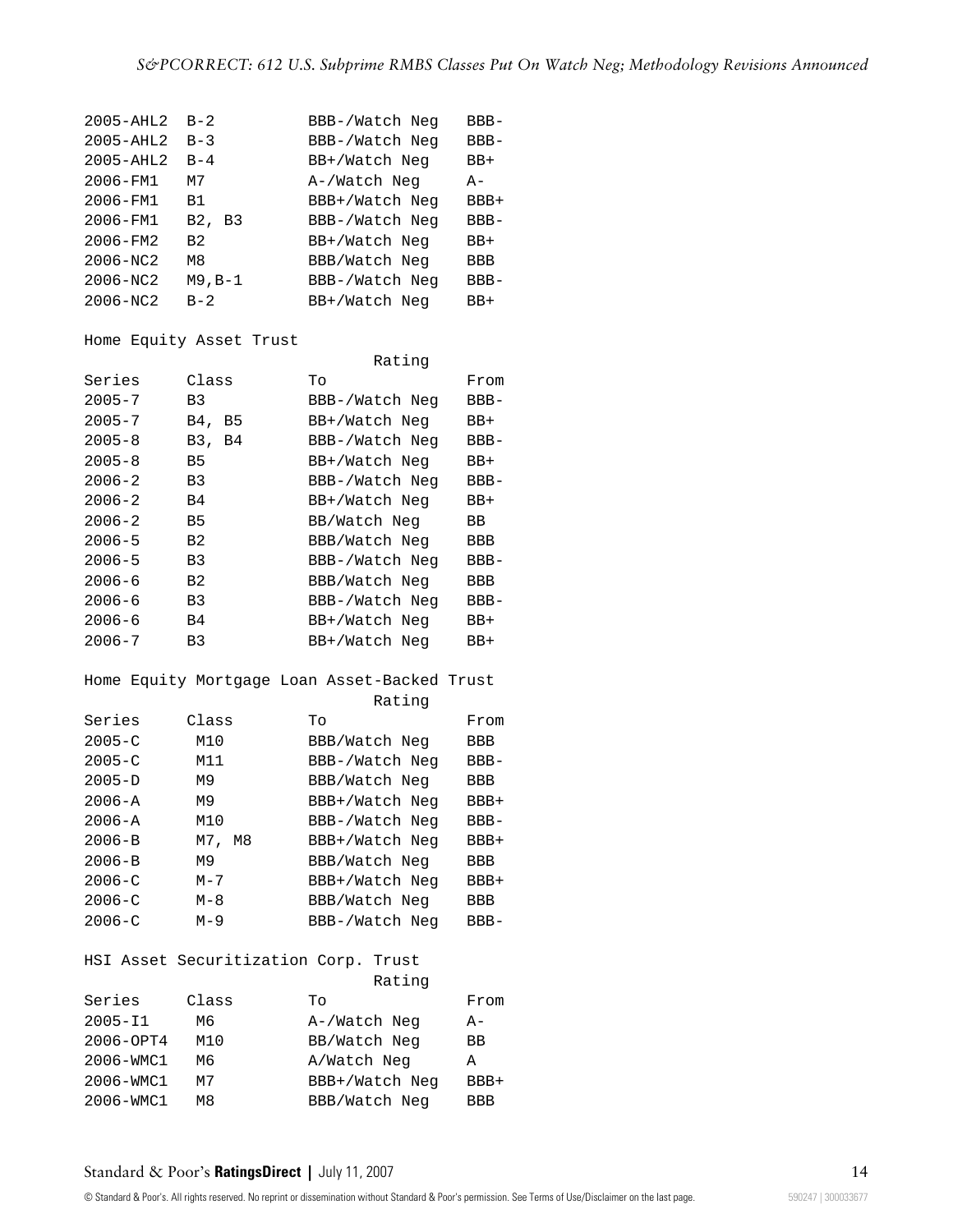| Series | Class | To | From |
|---|---|---|---|
| 2005-AHL2 | B-2 | BBB-/Watch Neg | BBB- |
| 2005-AHL2 | B-3 | BBB-/Watch Neg | BBB- |
| 2005-AHL2 | B-4 | BB+/Watch Neg | BB+ |
| 2006-FM1 | M7 | A-/Watch Neg | A- |
| 2006-FM1 | B1 | BBB+/Watch Neg | BBB+ |
| 2006-FM1 | B2, B3 | BBB-/Watch Neg | BBB- |
| 2006-FM2 | B2 | BB+/Watch Neg | BB+ |
| 2006-NC2 | M8 | BBB/Watch Neg | BBB |
| 2006-NC2 | M9,B-1 | BBB-/Watch Neg | BBB- |
| 2006-NC2 | B-2 | BB+/Watch Neg | BB+ |

Home Equity Asset Trust

| | | Rating | |
|---|---|---|---|
| Series | Class | To | From |
| 2005-7 | B3 | BBB-/Watch Neg | BBB- |
| 2005-7 | B4, B5 | BB+/Watch Neg | BB+ |
| 2005-8 | B3, B4 | BBB-/Watch Neg | BBB- |
| 2005-8 | B5 | BB+/Watch Neg | BB+ |
| 2006-2 | B3 | BBB-/Watch Neg | BBB- |
| 2006-2 | B4 | BB+/Watch Neg | BB+ |
| 2006-2 | B5 | BB/Watch Neg | BB |
| 2006-5 | B2 | BBB/Watch Neg | BBB |
| 2006-5 | B3 | BBB-/Watch Neg | BBB- |
| 2006-6 | B2 | BBB/Watch Neg | BBB |
| 2006-6 | B3 | BBB-/Watch Neg | BBB- |
| 2006-6 | B4 | BB+/Watch Neg | BB+ |
| 2006-7 | B3 | BB+/Watch Neg | BB+ |

Home Equity Mortgage Loan Asset-Backed Trust

| | | Rating | |
|---|---|---|---|
| Series | Class | To | From |
| 2005-C | M10 | BBB/Watch Neg | BBB |
| 2005-C | M11 | BBB-/Watch Neg | BBB- |
| 2005-D | M9 | BBB/Watch Neg | BBB |
| 2006-A | M9 | BBB+/Watch Neg | BBB+ |
| 2006-A | M10 | BBB-/Watch Neg | BBB- |
| 2006-B | M7, M8 | BBB+/Watch Neg | BBB+ |
| 2006-B | M9 | BBB/Watch Neg | BBB |
| 2006-C | M-7 | BBB+/Watch Neg | BBB+ |
| 2006-C | M-8 | BBB/Watch Neg | BBB |
| 2006-C | M-9 | BBB-/Watch Neg | BBB- |

HSI Asset Securitization Corp. Trust

| | | Rating | |
|---|---|---|---|
| Series | Class | To | From |
| 2005-I1 | M6 | A-/Watch Neg | A- |
| 2006-OPT4 | M10 | BB/Watch Neg | BB |
| 2006-WMC1 | M6 | A/Watch Neg | A |
| 2006-WMC1 | M7 | BBB+/Watch Neg | BBB+ |
| 2006-WMC1 | M8 | BBB/Watch Neg | BBB |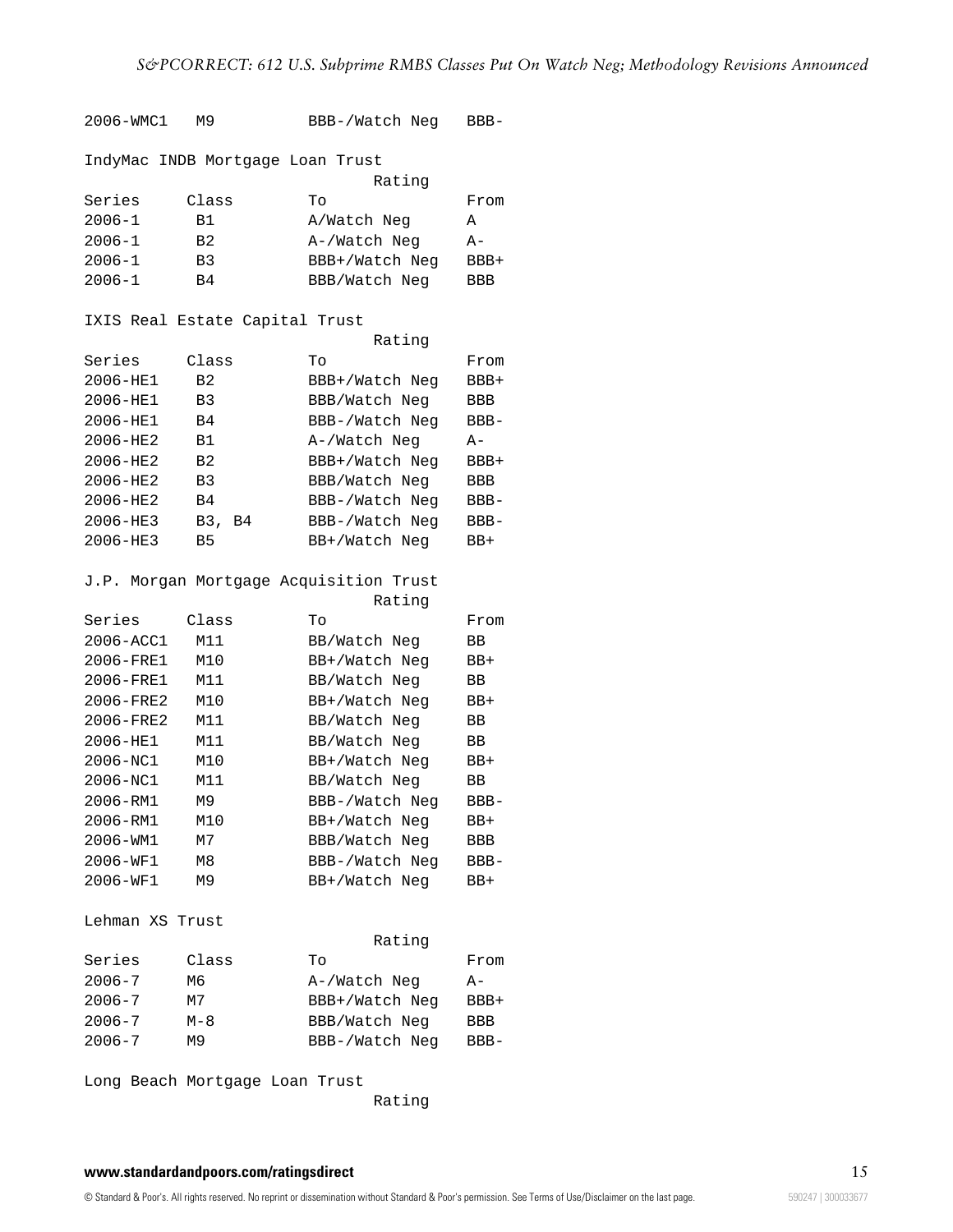| Series | Class | To | From |
|---|---|---|---|
| 2006-WMC1 | M9 | BBB-/Watch Neg | BBB- |

IndyMac INDB Mortgage Loan Trust

| | | Rating | |
|---|---|---|---|
| Series | Class | To | From |
| 2006-1 | B1 | A/Watch Neg | A |
| 2006-1 | B2 | A-/Watch Neg | A- |
| 2006-1 | B3 | BBB+/Watch Neg | BBB+ |
| 2006-1 | B4 | BBB/Watch Neg | BBB |

IXIS Real Estate Capital Trust

| | | Rating | |
|---|---|---|---|
| Series | Class | To | From |
| 2006-HE1 | B2 | BBB+/Watch Neg | BBB+ |
| 2006-HE1 | B3 | BBB/Watch Neg | BBB |
| 2006-HE1 | B4 | BBB-/Watch Neg | BBB- |
| 2006-HE2 | B1 | A-/Watch Neg | A- |
| 2006-HE2 | B2 | BBB+/Watch Neg | BBB+ |
| 2006-HE2 | B3 | BBB/Watch Neg | BBB |
| 2006-HE2 | B4 | BBB-/Watch Neg | BBB- |
| 2006-HE3 | B3, B4 | BBB-/Watch Neg | BBB- |
| 2006-HE3 | B5 | BB+/Watch Neg | BB+ |

J.P. Morgan Mortgage Acquisition Trust

| | | Rating | |
|---|---|---|---|
| Series | Class | To | From |
| 2006-ACC1 | M11 | BB/Watch Neg | BB |
| 2006-FRE1 | M10 | BB+/Watch Neg | BB+ |
| 2006-FRE1 | M11 | BB/Watch Neg | BB |
| 2006-FRE2 | M10 | BB+/Watch Neg | BB+ |
| 2006-FRE2 | M11 | BB/Watch Neg | BB |
| 2006-HE1 | M11 | BB/Watch Neg | BB |
| 2006-NC1 | M10 | BB+/Watch Neg | BB+ |
| 2006-NC1 | M11 | BB/Watch Neg | BB |
| 2006-RM1 | M9 | BBB-/Watch Neg | BBB- |
| 2006-RM1 | M10 | BB+/Watch Neg | BB+ |
| 2006-WM1 | M7 | BBB/Watch Neg | BBB |
| 2006-WF1 | M8 | BBB-/Watch Neg | BBB- |
| 2006-WF1 | M9 | BB+/Watch Neg | BB+ |

Lehman XS Trust

| | | Rating | |
|---|---|---|---|
| Series | Class | To | From |
| 2006-7 | M6 | A-/Watch Neg | A- |
| 2006-7 | M7 | BBB+/Watch Neg | BBB+ |
| 2006-7 | M-8 | BBB/Watch Neg | BBB |
| 2006-7 | M9 | BBB-/Watch Neg | BBB- |

Long Beach Mortgage Loan Trust

Rating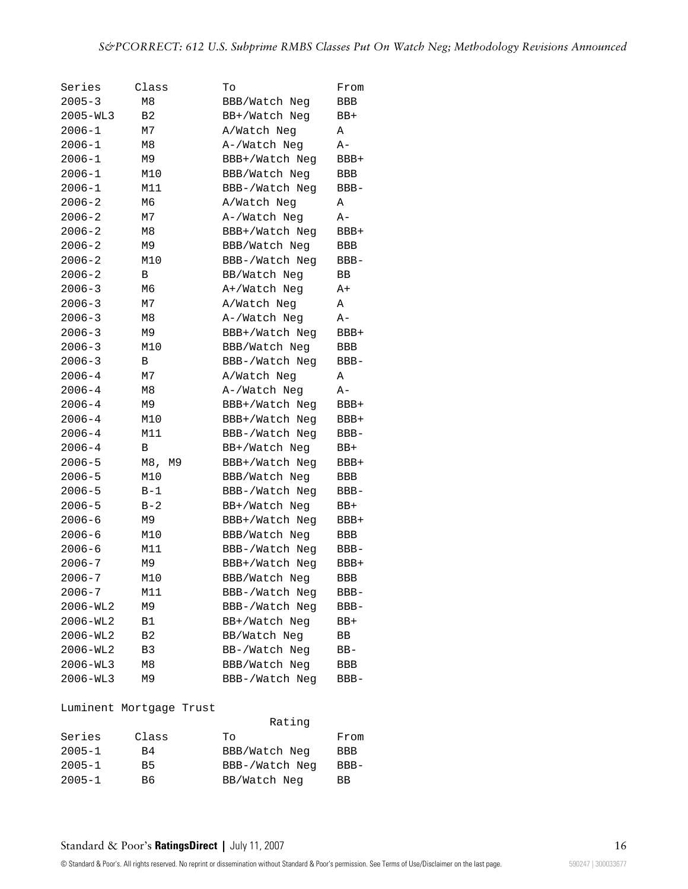| Series | Class | To | From |
|---|---|---|---|
| 2005-3 | M8 | BBB/Watch Neg | BBB |
| 2005-WL3 | B2 | BB+/Watch Neg | BB+ |
| 2006-1 | M7 | A/Watch Neg | A |
| 2006-1 | M8 | A-/Watch Neg | A- |
| 2006-1 | M9 | BBB+/Watch Neg | BBB+ |
| 2006-1 | M10 | BBB/Watch Neg | BBB |
| 2006-1 | M11 | BBB-/Watch Neg | BBB- |
| 2006-2 | M6 | A/Watch Neg | A |
| 2006-2 | M7 | A-/Watch Neg | A- |
| 2006-2 | M8 | BBB+/Watch Neg | BBB+ |
| 2006-2 | M9 | BBB/Watch Neg | BBB |
| 2006-2 | M10 | BBB-/Watch Neg | BBB- |
| 2006-2 | B | BB/Watch Neg | BB |
| 2006-3 | M6 | A+/Watch Neg | A+ |
| 2006-3 | M7 | A/Watch Neg | A |
| 2006-3 | M8 | A-/Watch Neg | A- |
| 2006-3 | M9 | BBB+/Watch Neg | BBB+ |
| 2006-3 | M10 | BBB/Watch Neg | BBB |
| 2006-3 | B | BBB-/Watch Neg | BBB- |
| 2006-4 | M7 | A/Watch Neg | A |
| 2006-4 | M8 | A-/Watch Neg | A- |
| 2006-4 | M9 | BBB+/Watch Neg | BBB+ |
| 2006-4 | M10 | BBB+/Watch Neg | BBB+ |
| 2006-4 | M11 | BBB-/Watch Neg | BBB- |
| 2006-4 | B | BB+/Watch Neg | BB+ |
| 2006-5 | M8, M9 | BBB+/Watch Neg | BBB+ |
| 2006-5 | M10 | BBB/Watch Neg | BBB |
| 2006-5 | B-1 | BBB-/Watch Neg | BBB- |
| 2006-5 | B-2 | BB+/Watch Neg | BB+ |
| 2006-6 | M9 | BBB+/Watch Neg | BBB+ |
| 2006-6 | M10 | BBB/Watch Neg | BBB |
| 2006-6 | M11 | BBB-/Watch Neg | BBB- |
| 2006-7 | M9 | BBB+/Watch Neg | BBB+ |
| 2006-7 | M10 | BBB/Watch Neg | BBB |
| 2006-7 | M11 | BBB-/Watch Neg | BBB- |
| 2006-WL2 | M9 | BBB-/Watch Neg | BBB- |
| 2006-WL2 | B1 | BB+/Watch Neg | BB+ |
| 2006-WL2 | B2 | BB/Watch Neg | BB |
| 2006-WL2 | B3 | BB-/Watch Neg | BB- |
| 2006-WL3 | M8 | BBB/Watch Neg | BBB |
| 2006-WL3 | M9 | BBB-/Watch Neg | BBB- |

Luminent Mortgage Trust

| | | Rating | |
|---|---|---|---|
| Series | Class | To | From |
| 2005-1 | B4 | BBB/Watch Neg | BBB |
| 2005-1 | B5 | BBB-/Watch Neg | BBB- |
| 2005-1 | B6 | BB/Watch Neg | BB |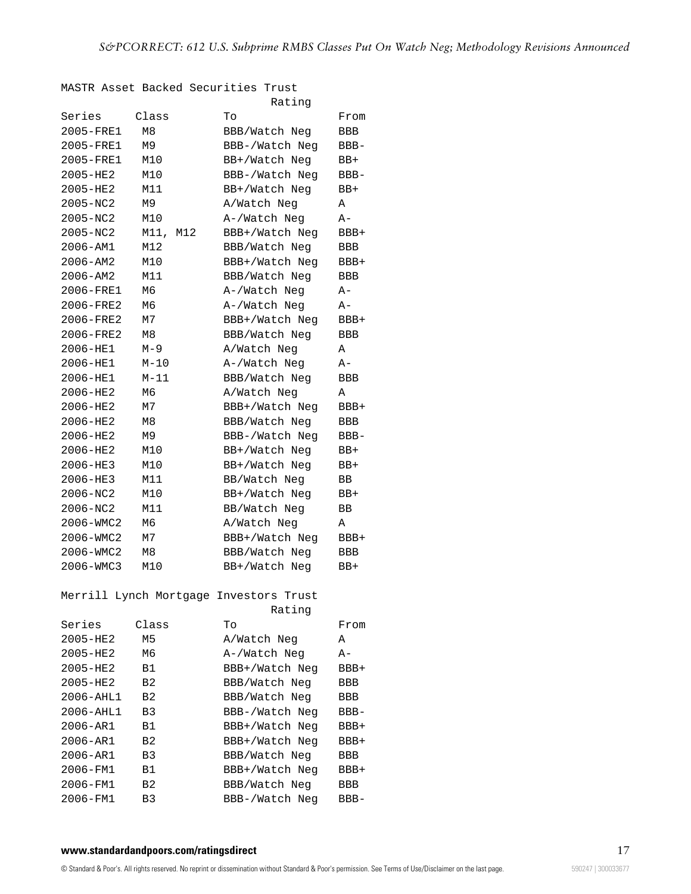MASTR Asset Backed Securities Trust

| Series | Class | Rating To | Rating From |
|---|---|---|---|
| 2005-FRE1 | M8 | BBB/Watch Neg | BBB |
| 2005-FRE1 | M9 | BBB-/Watch Neg | BBB- |
| 2005-FRE1 | M10 | BB+/Watch Neg | BB+ |
| 2005-HE2 | M10 | BBB-/Watch Neg | BBB- |
| 2005-HE2 | M11 | BB+/Watch Neg | BB+ |
| 2005-NC2 | M9 | A/Watch Neg | A |
| 2005-NC2 | M10 | A-/Watch Neg | A- |
| 2005-NC2 | M11, M12 | BBB+/Watch Neg | BBB+ |
| 2006-AM1 | M12 | BBB/Watch Neg | BBB |
| 2006-AM2 | M10 | BBB+/Watch Neg | BBB+ |
| 2006-AM2 | M11 | BBB/Watch Neg | BBB |
| 2006-FRE1 | M6 | A-/Watch Neg | A- |
| 2006-FRE2 | M6 | A-/Watch Neg | A- |
| 2006-FRE2 | M7 | BBB+/Watch Neg | BBB+ |
| 2006-FRE2 | M8 | BBB/Watch Neg | BBB |
| 2006-HE1 | M-9 | A/Watch Neg | A |
| 2006-HE1 | M-10 | A-/Watch Neg | A- |
| 2006-HE1 | M-11 | BBB/Watch Neg | BBB |
| 2006-HE2 | M6 | A/Watch Neg | A |
| 2006-HE2 | M7 | BBB+/Watch Neg | BBB+ |
| 2006-HE2 | M8 | BBB/Watch Neg | BBB |
| 2006-HE2 | M9 | BBB-/Watch Neg | BBB- |
| 2006-HE2 | M10 | BB+/Watch Neg | BB+ |
| 2006-HE3 | M10 | BB+/Watch Neg | BB+ |
| 2006-HE3 | M11 | BB/Watch Neg | BB |
| 2006-NC2 | M10 | BB+/Watch Neg | BB+ |
| 2006-NC2 | M11 | BB/Watch Neg | BB |
| 2006-WMC2 | M6 | A/Watch Neg | A |
| 2006-WMC2 | M7 | BBB+/Watch Neg | BBB+ |
| 2006-WMC2 | M8 | BBB/Watch Neg | BBB |
| 2006-WMC3 | M10 | BB+/Watch Neg | BB+ |

Merrill Lynch Mortgage Investors Trust

| Series | Class | Rating To | Rating From |
|---|---|---|---|
| 2005-HE2 | M5 | A/Watch Neg | A |
| 2005-HE2 | M6 | A-/Watch Neg | A- |
| 2005-HE2 | B1 | BBB+/Watch Neg | BBB+ |
| 2005-HE2 | B2 | BBB/Watch Neg | BBB |
| 2006-AHL1 | B2 | BBB/Watch Neg | BBB |
| 2006-AHL1 | B3 | BBB-/Watch Neg | BBB- |
| 2006-AR1 | B1 | BBB+/Watch Neg | BBB+ |
| 2006-AR1 | B2 | BBB+/Watch Neg | BBB+ |
| 2006-AR1 | B3 | BBB/Watch Neg | BBB |
| 2006-FM1 | B1 | BBB+/Watch Neg | BBB+ |
| 2006-FM1 | B2 | BBB/Watch Neg | BBB |
| 2006-FM1 | B3 | BBB-/Watch Neg | BBB- |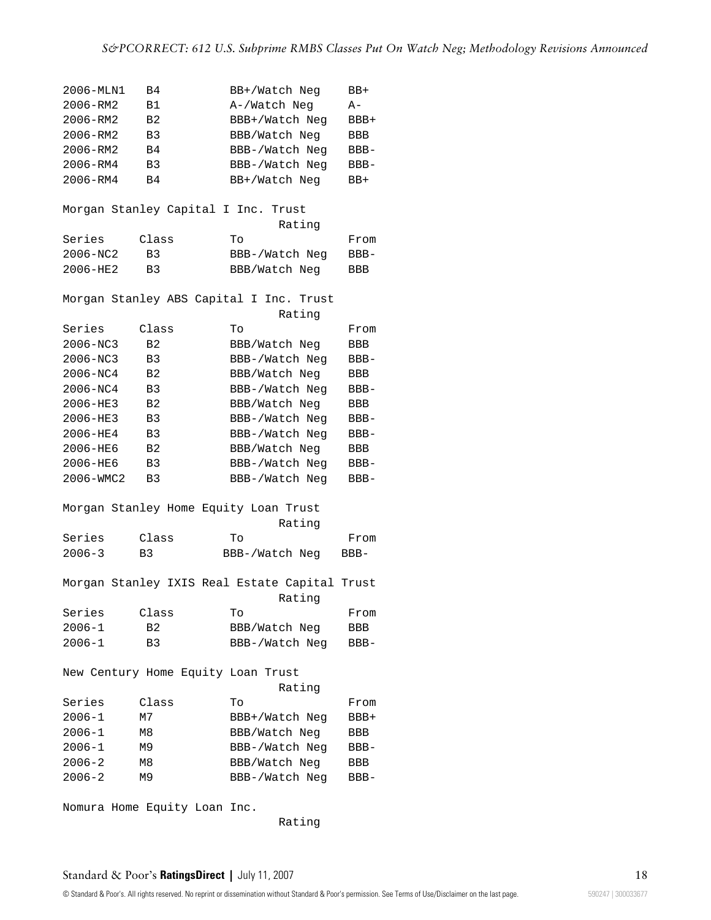| Series | Class | To | From |
|---|---|---|---|
| 2006-MLN1 | B4 | BB+/Watch Neg | BB+ |
| 2006-RM2 | B1 | A-/Watch Neg | A- |
| 2006-RM2 | B2 | BBB+/Watch Neg | BBB+ |
| 2006-RM2 | B3 | BBB/Watch Neg | BBB |
| 2006-RM2 | B4 | BBB-/Watch Neg | BBB- |
| 2006-RM4 | B3 | BBB-/Watch Neg | BBB- |
| 2006-RM4 | B4 | BB+/Watch Neg | BB+ |

Morgan Stanley Capital I Inc. Trust

| | | Rating | |
|---|---|---|---|
| Series | Class | To | From |
| 2006-NC2 | B3 | BBB-/Watch Neg | BBB- |
| 2006-HE2 | B3 | BBB/Watch Neg | BBB |

Morgan Stanley ABS Capital I Inc. Trust

| | | Rating | |
|---|---|---|---|
| Series | Class | To | From |
| 2006-NC3 | B2 | BBB/Watch Neg | BBB |
| 2006-NC3 | B3 | BBB-/Watch Neg | BBB- |
| 2006-NC4 | B2 | BBB/Watch Neg | BBB |
| 2006-NC4 | B3 | BBB-/Watch Neg | BBB- |
| 2006-HE3 | B2 | BBB/Watch Neg | BBB |
| 2006-HE3 | B3 | BBB-/Watch Neg | BBB- |
| 2006-HE4 | B3 | BBB-/Watch Neg | BBB- |
| 2006-HE6 | B2 | BBB/Watch Neg | BBB |
| 2006-HE6 | B3 | BBB-/Watch Neg | BBB- |
| 2006-WMC2 | B3 | BBB-/Watch Neg | BBB- |

Morgan Stanley Home Equity Loan Trust

| | | Rating | |
|---|---|---|---|
| Series | Class | To | From |
| 2006-3 | B3 | BBB-/Watch Neg | BBB- |

Morgan Stanley IXIS Real Estate Capital Trust

| | | Rating | |
|---|---|---|---|
| Series | Class | To | From |
| 2006-1 | B2 | BBB/Watch Neg | BBB |
| 2006-1 | B3 | BBB-/Watch Neg | BBB- |

New Century Home Equity Loan Trust

| | | Rating | |
|---|---|---|---|
| Series | Class | To | From |
| 2006-1 | M7 | BBB+/Watch Neg | BBB+ |
| 2006-1 | M8 | BBB/Watch Neg | BBB |
| 2006-1 | M9 | BBB-/Watch Neg | BBB- |
| 2006-2 | M8 | BBB/Watch Neg | BBB |
| 2006-2 | M9 | BBB-/Watch Neg | BBB- |

Nomura Home Equity Loan Inc.

Rating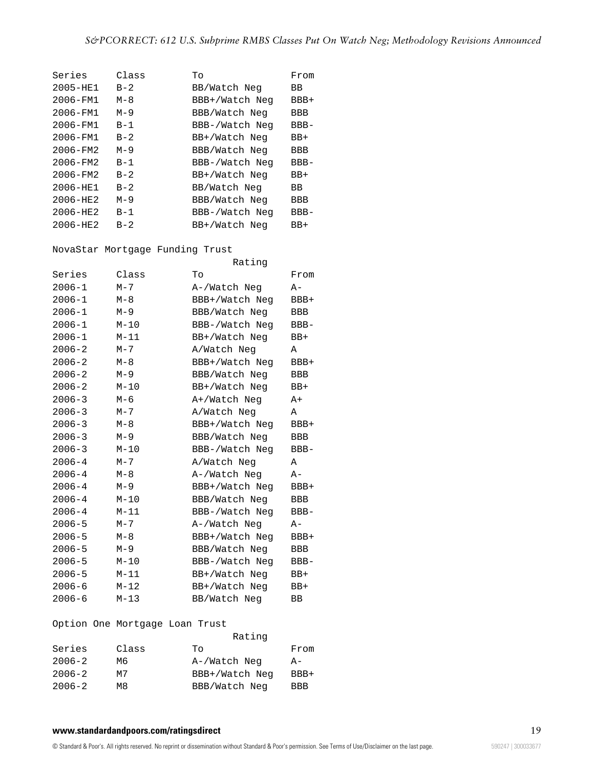| Series | Class | To | From |
|---|---|---|---|
| 2005-HE1 | B-2 | BB/Watch Neg | BB |
| 2006-FM1 | M-8 | BBB+/Watch Neg | BBB+ |
| 2006-FM1 | M-9 | BBB/Watch Neg | BBB |
| 2006-FM1 | B-1 | BBB-/Watch Neg | BBB- |
| 2006-FM1 | B-2 | BB+/Watch Neg | BB+ |
| 2006-FM2 | M-9 | BBB/Watch Neg | BBB |
| 2006-FM2 | B-1 | BBB-/Watch Neg | BBB- |
| 2006-FM2 | B-2 | BB+/Watch Neg | BB+ |
| 2006-HE1 | B-2 | BB/Watch Neg | BB |
| 2006-HE2 | M-9 | BBB/Watch Neg | BBB |
| 2006-HE2 | B-1 | BBB-/Watch Neg | BBB- |
| 2006-HE2 | B-2 | BB+/Watch Neg | BB+ |

NovaStar Mortgage Funding Trust

| | | Rating | |
|---|---|---|---|
| Series | Class | To | From |
| 2006-1 | M-7 | A-/Watch Neg | A- |
| 2006-1 | M-8 | BBB+/Watch Neg | BBB+ |
| 2006-1 | M-9 | BBB/Watch Neg | BBB |
| 2006-1 | M-10 | BBB-/Watch Neg | BBB- |
| 2006-1 | M-11 | BB+/Watch Neg | BB+ |
| 2006-2 | M-7 | A/Watch Neg | A |
| 2006-2 | M-8 | BBB+/Watch Neg | BBB+ |
| 2006-2 | M-9 | BBB/Watch Neg | BBB |
| 2006-2 | M-10 | BB+/Watch Neg | BB+ |
| 2006-3 | M-6 | A+/Watch Neg | A+ |
| 2006-3 | M-7 | A/Watch Neg | A |
| 2006-3 | M-8 | BBB+/Watch Neg | BBB+ |
| 2006-3 | M-9 | BBB/Watch Neg | BBB |
| 2006-3 | M-10 | BBB-/Watch Neg | BBB- |
| 2006-4 | M-7 | A/Watch Neg | A |
| 2006-4 | M-8 | A-/Watch Neg | A- |
| 2006-4 | M-9 | BBB+/Watch Neg | BBB+ |
| 2006-4 | M-10 | BBB/Watch Neg | BBB |
| 2006-4 | M-11 | BBB-/Watch Neg | BBB- |
| 2006-5 | M-7 | A-/Watch Neg | A- |
| 2006-5 | M-8 | BBB+/Watch Neg | BBB+ |
| 2006-5 | M-9 | BBB/Watch Neg | BBB |
| 2006-5 | M-10 | BBB-/Watch Neg | BBB- |
| 2006-5 | M-11 | BB+/Watch Neg | BB+ |
| 2006-6 | M-12 | BB+/Watch Neg | BB+ |
| 2006-6 | M-13 | BB/Watch Neg | BB |

Option One Mortgage Loan Trust

| | | Rating | |
|---|---|---|---|
| Series | Class | To | From |
| 2006-2 | M6 | A-/Watch Neg | A- |
| 2006-2 | M7 | BBB+/Watch Neg | BBB+ |
| 2006-2 | M8 | BBB/Watch Neg | BBB |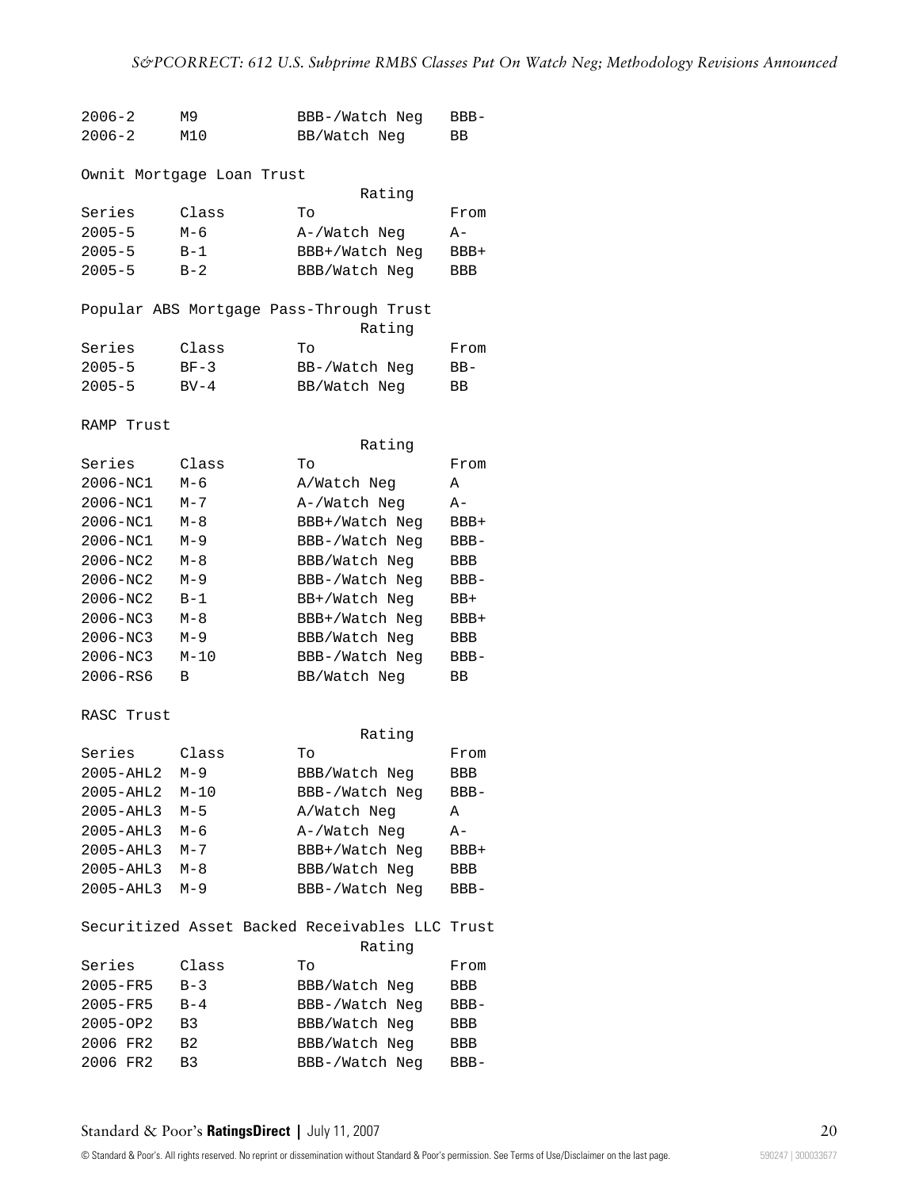| 2006-2 | M9 | BBB-/Watch Neg | BBB- |
|---|---|---|---|
| 2006-2 | M10 | BB/Watch Neg | BB |

Ownit Mortgage Loan Trust

| | | Rating | |
|---|---|---|---|
| Series | Class | To | From |
| 2005-5 | M-6 | A-/Watch Neg | A- |
| 2005-5 | B-1 | BBB+/Watch Neg | BBB+ |
| 2005-5 | B-2 | BBB/Watch Neg | BBB |

Popular ABS Mortgage Pass-Through Trust

| | | Rating | |
|---|---|---|---|
| Series | Class | To | From |
| 2005-5 | BF-3 | BB-/Watch Neg | BB- |
| 2005-5 | BV-4 | BB/Watch Neg | BB |

RAMP Trust

| | | Rating | |
|---|---|---|---|
| Series | Class | To | From |
| 2006-NC1 | M-6 | A/Watch Neg | A |
| 2006-NC1 | M-7 | A-/Watch Neg | A- |
| 2006-NC1 | M-8 | BBB+/Watch Neg | BBB+ |
| 2006-NC1 | M-9 | BBB-/Watch Neg | BBB- |
| 2006-NC2 | M-8 | BBB/Watch Neg | BBB |
| 2006-NC2 | M-9 | BBB-/Watch Neg | BBB- |
| 2006-NC2 | B-1 | BB+/Watch Neg | BB+ |
| 2006-NC3 | M-8 | BBB+/Watch Neg | BBB+ |
| 2006-NC3 | M-9 | BBB/Watch Neg | BBB |
| 2006-NC3 | M-10 | BBB-/Watch Neg | BBB- |
| 2006-RS6 | B | BB/Watch Neg | BB |

RASC Trust

| | | Rating | |
|---|---|---|---|
| Series | Class | To | From |
| 2005-AHL2 | M-9 | BBB/Watch Neg | BBB |
| 2005-AHL2 | M-10 | BBB-/Watch Neg | BBB- |
| 2005-AHL3 | M-5 | A/Watch Neg | A |
| 2005-AHL3 | M-6 | A-/Watch Neg | A- |
| 2005-AHL3 | M-7 | BBB+/Watch Neg | BBB+ |
| 2005-AHL3 | M-8 | BBB/Watch Neg | BBB |
| 2005-AHL3 | M-9 | BBB-/Watch Neg | BBB- |

Securitized Asset Backed Receivables LLC Trust

| | | Rating | |
|---|---|---|---|
| Series | Class | To | From |
| 2005-FR5 | B-3 | BBB/Watch Neg | BBB |
| 2005-FR5 | B-4 | BBB-/Watch Neg | BBB- |
| 2005-OP2 | B3 | BBB/Watch Neg | BBB |
| 2006 FR2 | B2 | BBB/Watch Neg | BBB |
| 2006 FR2 | B3 | BBB-/Watch Neg | BBB- |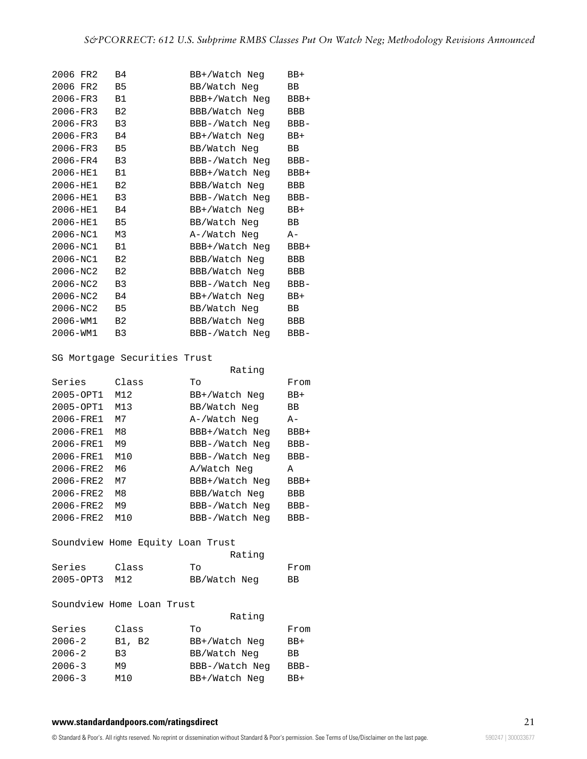| Series | Class | To | From |
|---|---|---|---|
| 2006 FR2 | B4 | BB+/Watch Neg | BB+ |
| 2006 FR2 | B5 | BB/Watch Neg | BB |
| 2006-FR3 | B1 | BBB+/Watch Neg | BBB+ |
| 2006-FR3 | B2 | BBB/Watch Neg | BBB |
| 2006-FR3 | B3 | BBB-/Watch Neg | BBB- |
| 2006-FR3 | B4 | BB+/Watch Neg | BB+ |
| 2006-FR3 | B5 | BB/Watch Neg | BB |
| 2006-FR4 | B3 | BBB-/Watch Neg | BBB- |
| 2006-HE1 | B1 | BBB+/Watch Neg | BBB+ |
| 2006-HE1 | B2 | BBB/Watch Neg | BBB |
| 2006-HE1 | B3 | BBB-/Watch Neg | BBB- |
| 2006-HE1 | B4 | BB+/Watch Neg | BB+ |
| 2006-HE1 | B5 | BB/Watch Neg | BB |
| 2006-NC1 | M3 | A-/Watch Neg | A- |
| 2006-NC1 | B1 | BBB+/Watch Neg | BBB+ |
| 2006-NC1 | B2 | BBB/Watch Neg | BBB |
| 2006-NC2 | B2 | BBB/Watch Neg | BBB |
| 2006-NC2 | B3 | BBB-/Watch Neg | BBB- |
| 2006-NC2 | B4 | BB+/Watch Neg | BB+ |
| 2006-NC2 | B5 | BB/Watch Neg | BB |
| 2006-WM1 | B2 | BBB/Watch Neg | BBB |
| 2006-WM1 | B3 | BBB-/Watch Neg | BBB- |

SG Mortgage Securities Trust

| | | Rating | |
|---|---|---|---|
| Series | Class | To | From |
| 2005-OPT1 | M12 | BB+/Watch Neg | BB+ |
| 2005-OPT1 | M13 | BB/Watch Neg | BB |
| 2006-FRE1 | M7 | A-/Watch Neg | A- |
| 2006-FRE1 | M8 | BBB+/Watch Neg | BBB+ |
| 2006-FRE1 | M9 | BBB-/Watch Neg | BBB- |
| 2006-FRE1 | M10 | BBB-/Watch Neg | BBB- |
| 2006-FRE2 | M6 | A/Watch Neg | A |
| 2006-FRE2 | M7 | BBB+/Watch Neg | BBB+ |
| 2006-FRE2 | M8 | BBB/Watch Neg | BBB |
| 2006-FRE2 | M9 | BBB-/Watch Neg | BBB- |
| 2006-FRE2 | M10 | BBB-/Watch Neg | BBB- |

Soundview Home Equity Loan Trust

| | | Rating | |
|---|---|---|---|
| Series | Class | To | From |
| 2005-OPT3 | M12 | BB/Watch Neg | BB |

Soundview Home Loan Trust

| | | Rating | |
|---|---|---|---|
| Series | Class | To | From |
| 2006-2 | B1, B2 | BB+/Watch Neg | BB+ |
| 2006-2 | B3 | BB/Watch Neg | BB |
| 2006-3 | M9 | BBB-/Watch Neg | BBB- |
| 2006-3 | M10 | BB+/Watch Neg | BB+ |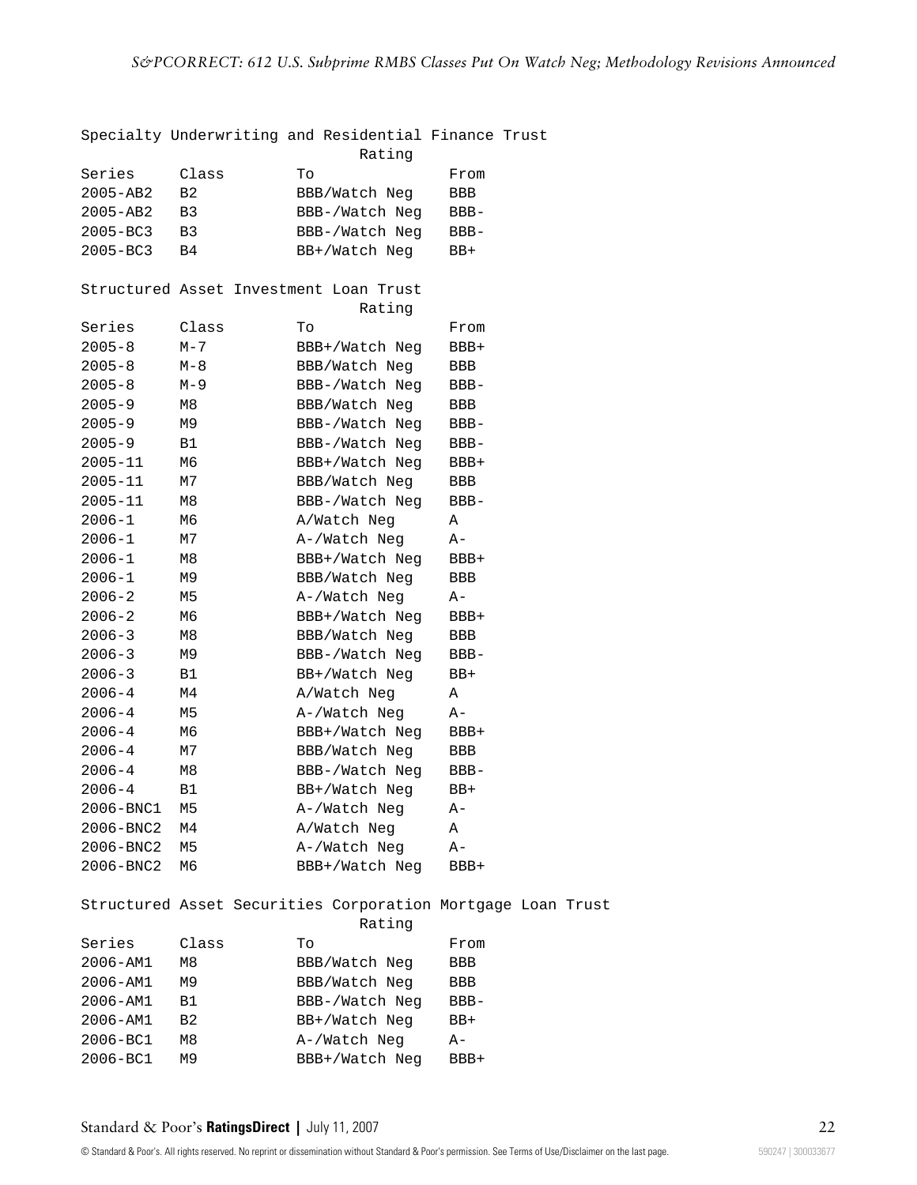Specialty Underwriting and Residential Finance Trust

| Series | Class | Rating To | Rating From |
|---|---|---|---|
| 2005-AB2 | B2 | BBB/Watch Neg | BBB |
| 2005-AB2 | B3 | BBB-/Watch Neg | BBB- |
| 2005-BC3 | B3 | BBB-/Watch Neg | BBB- |
| 2005-BC3 | B4 | BB+/Watch Neg | BB+ |

Structured Asset Investment Loan Trust

| Series | Class | Rating To | Rating From |
|---|---|---|---|
| 2005-8 | M-7 | BBB+/Watch Neg | BBB+ |
| 2005-8 | M-8 | BBB/Watch Neg | BBB |
| 2005-8 | M-9 | BBB-/Watch Neg | BBB- |
| 2005-9 | M8 | BBB/Watch Neg | BBB |
| 2005-9 | M9 | BBB-/Watch Neg | BBB- |
| 2005-9 | B1 | BBB-/Watch Neg | BBB- |
| 2005-11 | M6 | BBB+/Watch Neg | BBB+ |
| 2005-11 | M7 | BBB/Watch Neg | BBB |
| 2005-11 | M8 | BBB-/Watch Neg | BBB- |
| 2006-1 | M6 | A/Watch Neg | A |
| 2006-1 | M7 | A-/Watch Neg | A- |
| 2006-1 | M8 | BBB+/Watch Neg | BBB+ |
| 2006-1 | M9 | BBB/Watch Neg | BBB |
| 2006-2 | M5 | A-/Watch Neg | A- |
| 2006-2 | M6 | BBB+/Watch Neg | BBB+ |
| 2006-3 | M8 | BBB/Watch Neg | BBB |
| 2006-3 | M9 | BBB-/Watch Neg | BBB- |
| 2006-3 | B1 | BB+/Watch Neg | BB+ |
| 2006-4 | M4 | A/Watch Neg | A |
| 2006-4 | M5 | A-/Watch Neg | A- |
| 2006-4 | M6 | BBB+/Watch Neg | BBB+ |
| 2006-4 | M7 | BBB/Watch Neg | BBB |
| 2006-4 | M8 | BBB-/Watch Neg | BBB- |
| 2006-4 | B1 | BB+/Watch Neg | BB+ |
| 2006-BNC1 | M5 | A-/Watch Neg | A- |
| 2006-BNC2 | M4 | A/Watch Neg | A |
| 2006-BNC2 | M5 | A-/Watch Neg | A- |
| 2006-BNC2 | M6 | BBB+/Watch Neg | BBB+ |

Structured Asset Securities Corporation Mortgage Loan Trust

| Series | Class | Rating To | Rating From |
|---|---|---|---|
| 2006-AM1 | M8 | BBB/Watch Neg | BBB |
| 2006-AM1 | M9 | BBB/Watch Neg | BBB |
| 2006-AM1 | B1 | BBB-/Watch Neg | BBB- |
| 2006-AM1 | B2 | BB+/Watch Neg | BB+ |
| 2006-BC1 | M8 | A-/Watch Neg | A- |
| 2006-BC1 | M9 | BBB+/Watch Neg | BBB+ |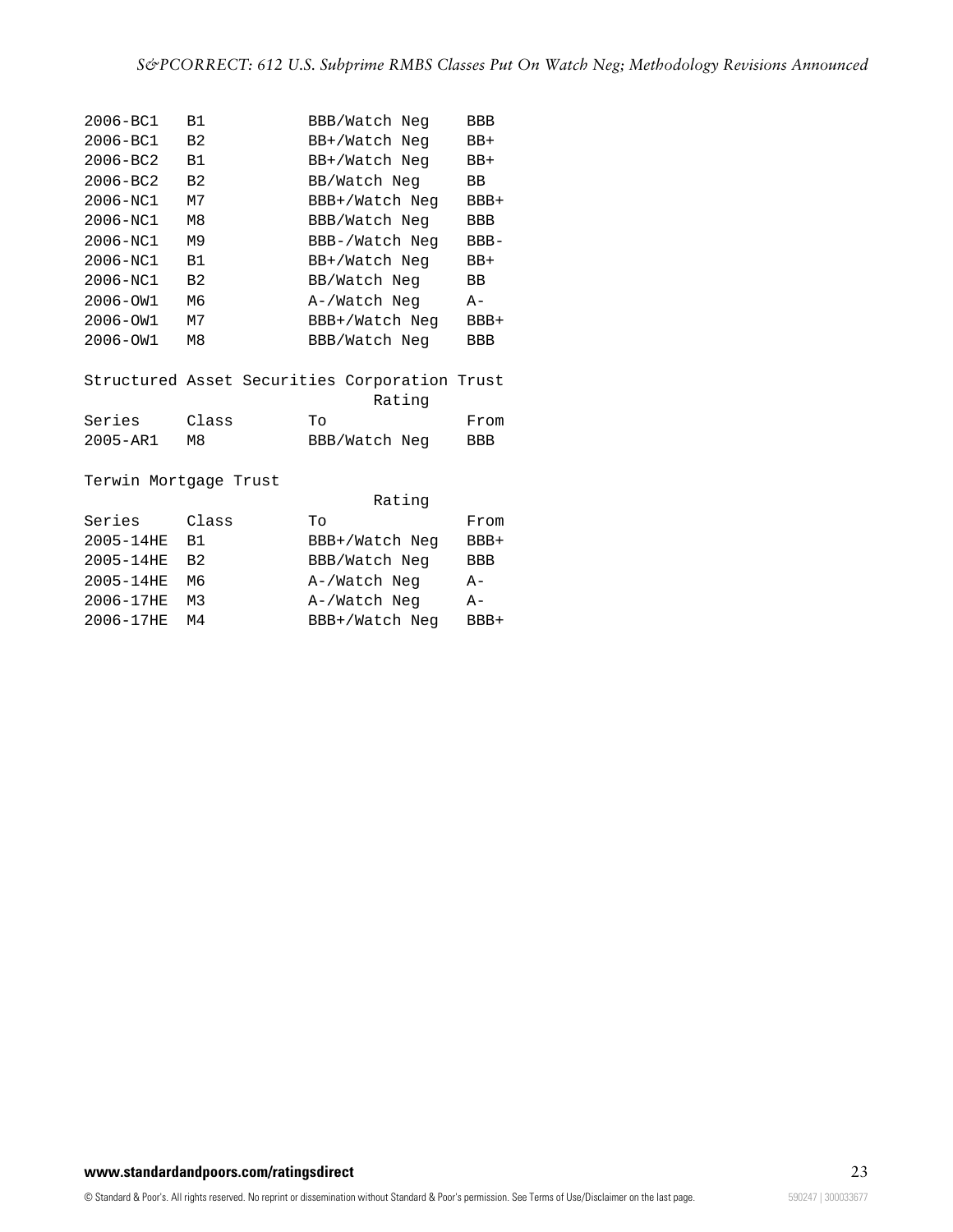| Series | Class | To | From |
|---|---|---|---|
| 2006-BC1 | B1 | BBB/Watch Neg | BBB |
| 2006-BC1 | B2 | BB+/Watch Neg | BB+ |
| 2006-BC2 | B1 | BB+/Watch Neg | BB+ |
| 2006-BC2 | B2 | BB/Watch Neg | BB |
| 2006-NC1 | M7 | BBB+/Watch Neg | BBB+ |
| 2006-NC1 | M8 | BBB/Watch Neg | BBB |
| 2006-NC1 | M9 | BBB-/Watch Neg | BBB- |
| 2006-NC1 | B1 | BB+/Watch Neg | BB+ |
| 2006-NC1 | B2 | BB/Watch Neg | BB |
| 2006-OW1 | M6 | A-/Watch Neg | A- |
| 2006-OW1 | M7 | BBB+/Watch Neg | BBB+ |
| 2006-OW1 | M8 | BBB/Watch Neg | BBB |

Structured Asset Securities Corporation Trust

| | | Rating | |
|---|---|---|---|
| Series | Class | To | From |
| 2005-AR1 | M8 | BBB/Watch Neg | BBB |

Terwin Mortgage Trust

| | | Rating | |
|---|---|---|---|
| Series | Class | To | From |
| 2005-14HE | B1 | BBB+/Watch Neg | BBB+ |
| 2005-14HE | B2 | BBB/Watch Neg | BBB |
| 2005-14HE | M6 | A-/Watch Neg | A- |
| 2006-17HE | M3 | A-/Watch Neg | A- |
| 2006-17HE | M4 | BBB+/Watch Neg | BBB+ |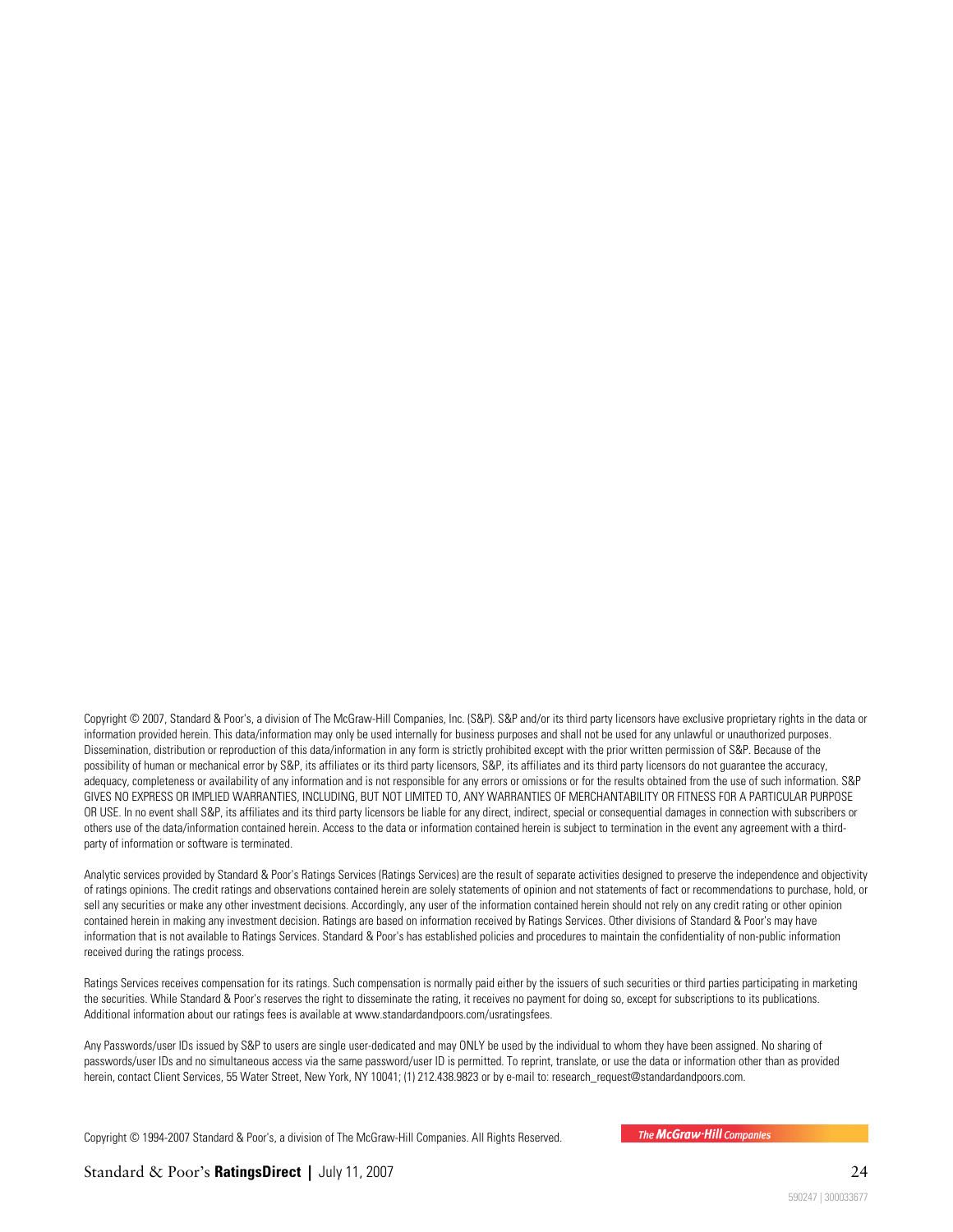Copyright © 2007, Standard & Poor's, a division of The McGraw-Hill Companies, Inc. (S&P). S&P and/or its third party licensors have exclusive proprietary rights in the data or information provided herein. This data/information may only be used internally for business purposes and shall not be used for any unlawful or unauthorized purposes. Dissemination, distribution or reproduction of this data/information in any form is strictly prohibited except with the prior written permission of S&P. Because of the possibility of human or mechanical error by S&P, its affiliates or its third party licensors, S&P, its affiliates and its third party licensors do not guarantee the accuracy, adequacy, completeness or availability of any information and is not responsible for any errors or omissions or for the results obtained from the use of such information. S&P GIVES NO EXPRESS OR IMPLIED WARRANTIES, INCLUDING, BUT NOT LIMITED TO, ANY WARRANTIES OF MERCHANTABILITY OR FITNESS FOR A PARTICULAR PURPOSE OR USE. In no event shall S&P, its affiliates and its third party licensors be liable for any direct, indirect, special or consequential damages in connection with subscribers or others use of the data/information contained herein. Access to the data or information contained herein is subject to termination in the event any agreement with a third-party of information or software is terminated.

Analytic services provided by Standard & Poor's Ratings Services (Ratings Services) are the result of separate activities designed to preserve the independence and objectivity of ratings opinions. The credit ratings and observations contained herein are solely statements of opinion and not statements of fact or recommendations to purchase, hold, or sell any securities or make any other investment decisions. Accordingly, any user of the information contained herein should not rely on any credit rating or other opinion contained herein in making any investment decision. Ratings are based on information received by Ratings Services. Other divisions of Standard & Poor's may have information that is not available to Ratings Services. Standard & Poor's has established policies and procedures to maintain the confidentiality of non-public information received during the ratings process.

Ratings Services receives compensation for its ratings. Such compensation is normally paid either by the issuers of such securities or third parties participating in marketing the securities. While Standard & Poor's reserves the right to disseminate the rating, it receives no payment for doing so, except for subscriptions to its publications. Additional information about our ratings fees is available at www.standardandpoors.com/usratingsfees.

Any Passwords/user IDs issued by S&P to users are single user-dedicated and may ONLY be used by the individual to whom they have been assigned. No sharing of passwords/user IDs and no simultaneous access via the same password/user ID is permitted. To reprint, translate, or use the data or information other than as provided herein, contact Client Services, 55 Water Street, New York, NY 10041; (1) 212.438.9823 or by e-mail to: research_request@standardandpoors.com.

Copyright © 1994-2007 Standard & Poor's, a division of The McGraw-Hill Companies. All Rights Reserved.

The McGraw·Hill Companies